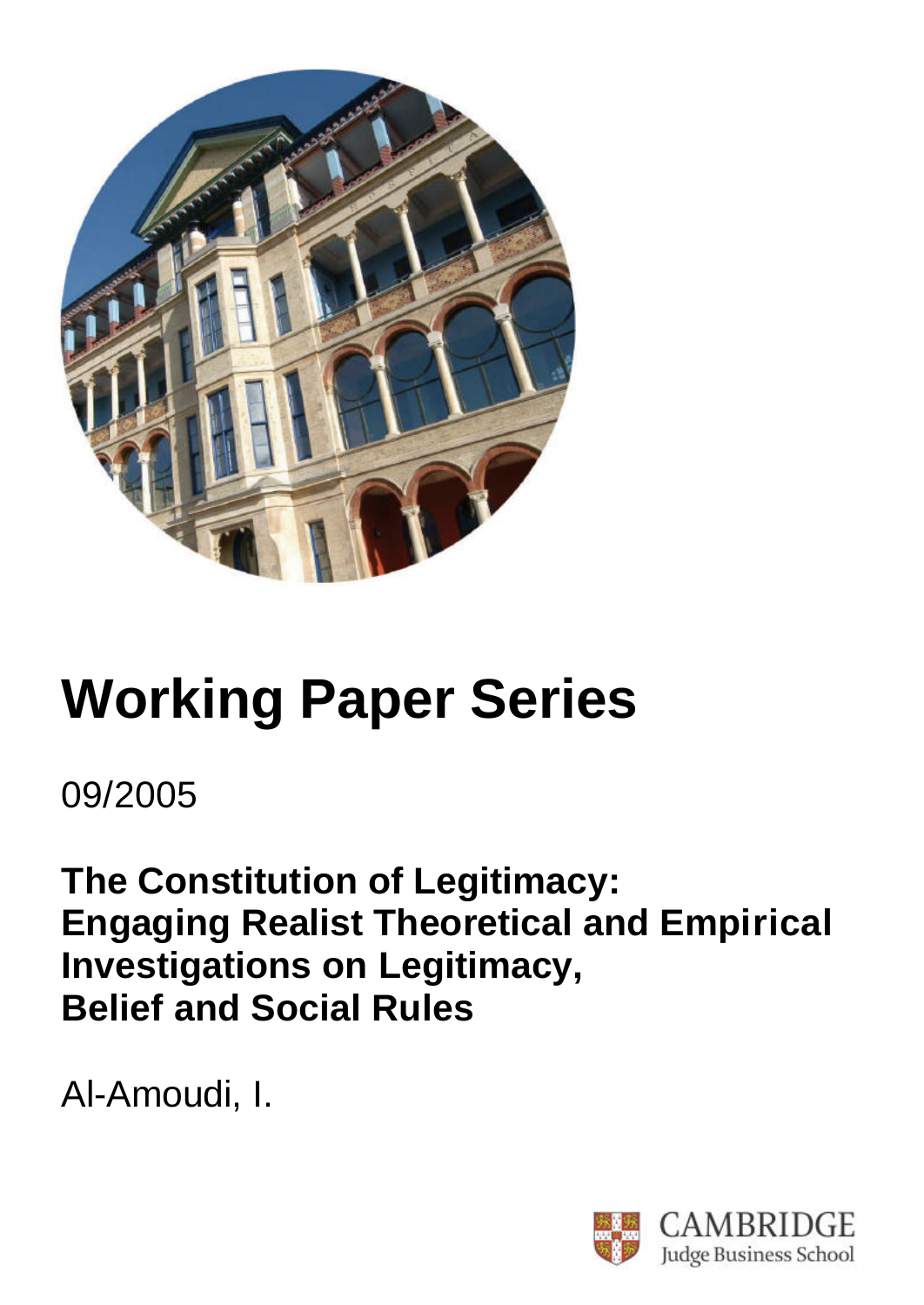# Working Paper Series

09/2005

## The Constitution of Legitimacy: Engaging Realist Theoretical and Empirical Investigations on Legitimacy, Belief and Social Rules

Al-Amoudi, I.

CAMBRIDGE
Judge Business School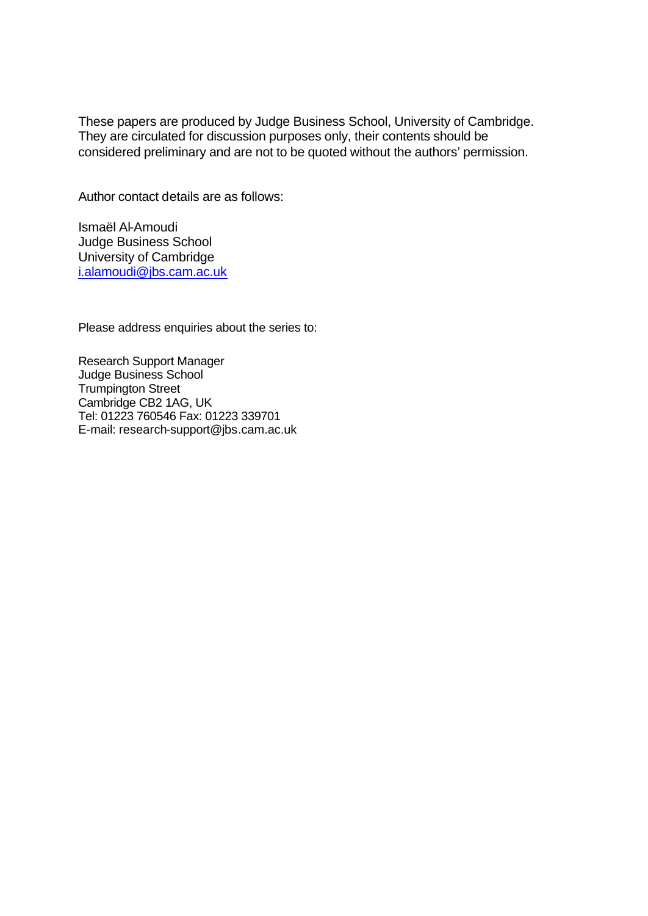These papers are produced by Judge Business School, University of Cambridge. They are circulated for discussion purposes only, their contents should be considered preliminary and are not to be quoted without the authors' permission.

Author contact details are as follows:

Ismaël Al-Amoudi  
Judge Business School  
University of Cambridge  
i.alamoudi@jbs.cam.ac.uk

Please address enquiries about the series to:

Research Support Manager  
Judge Business School  
Trumpington Street  
Cambridge CB2 1AG, UK  
Tel: 01223 760546 Fax: 01223 339701  
E-mail: research-support@jbs.cam.ac.uk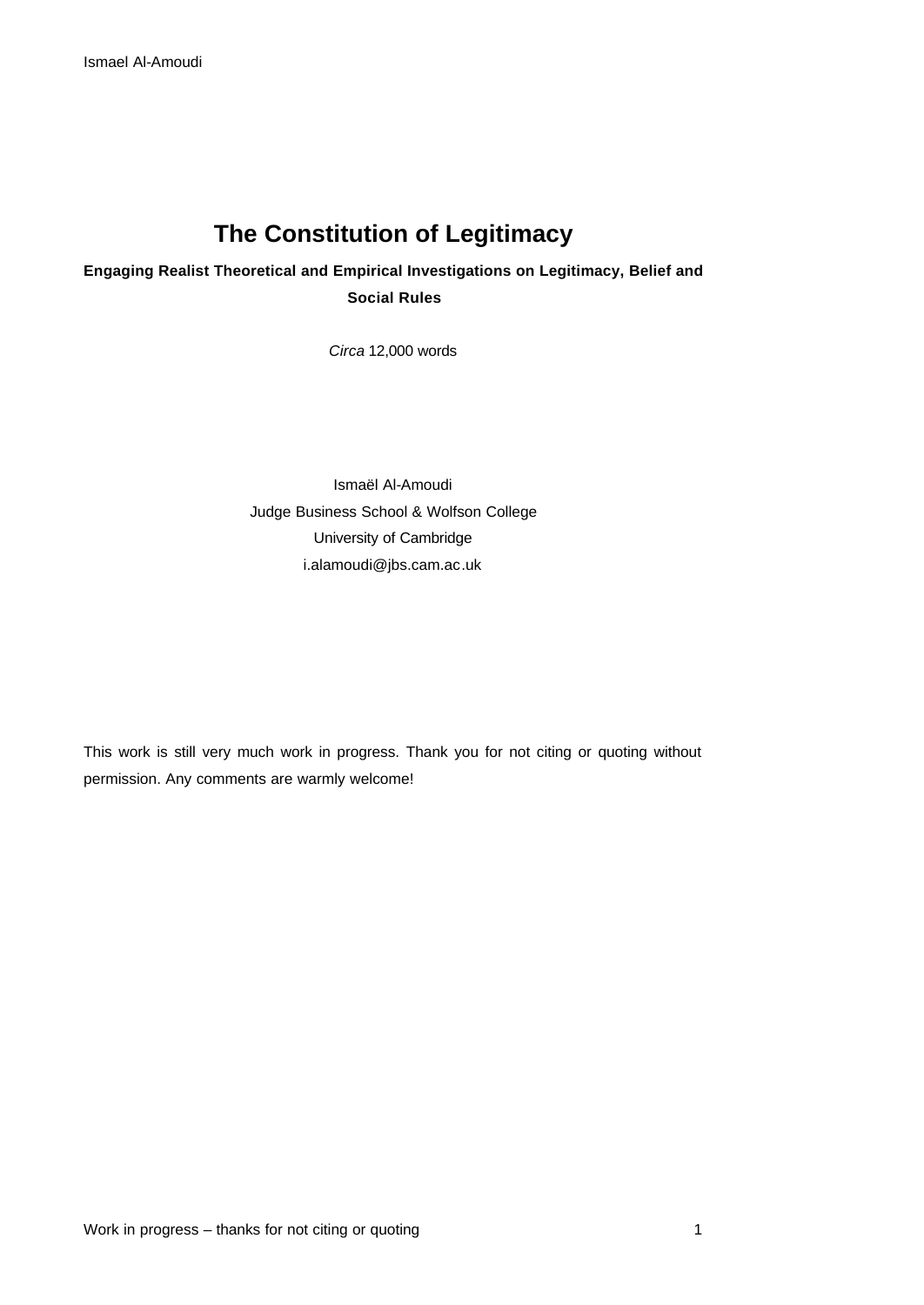# The Constitution of Legitimacy

**Engaging Realist Theoretical and Empirical Investigations on Legitimacy, Belief and Social Rules**

*Circa* 12,000 words

Ismaël Al-Amoudi
Judge Business School & Wolfson College
University of Cambridge
i.alamoudi@jbs.cam.ac.uk

This work is still very much work in progress. Thank you for not citing or quoting without permission. Any comments are warmly welcome!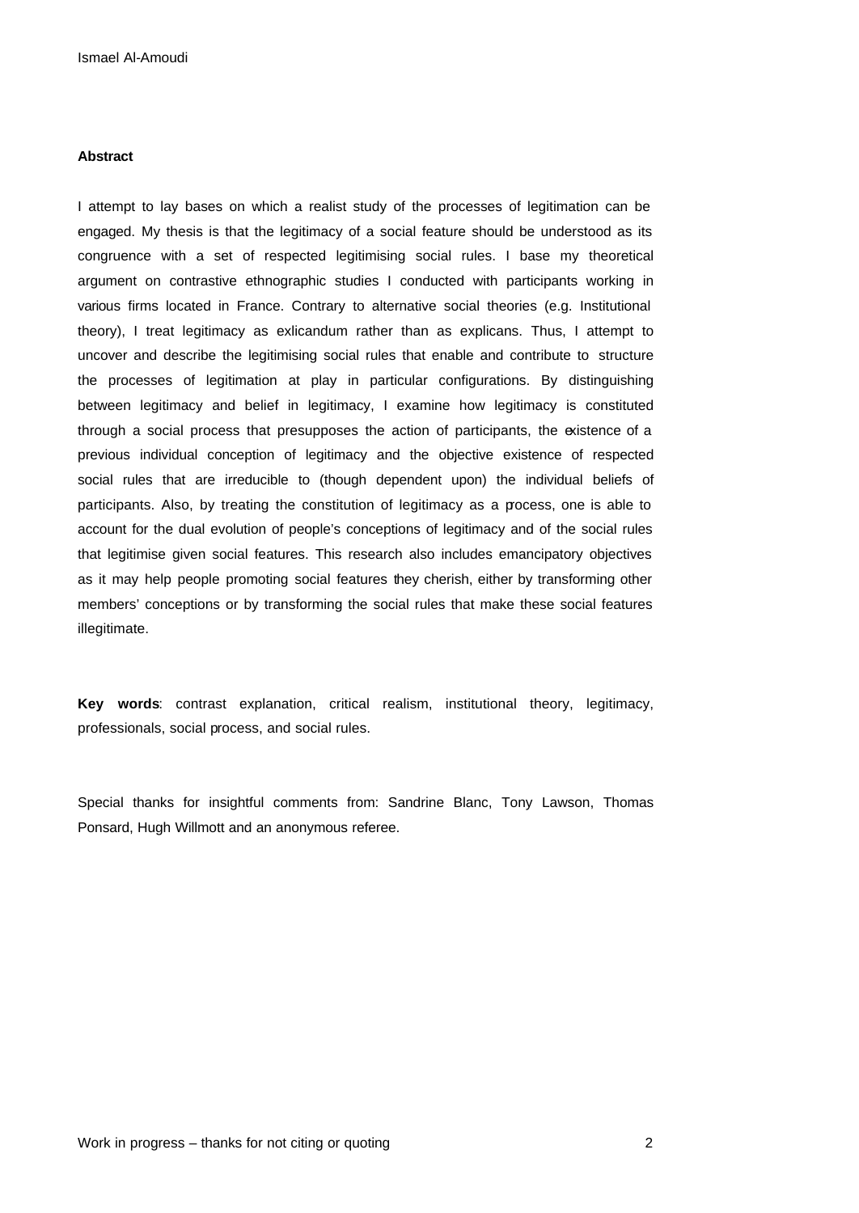**Abstract**

I attempt to lay bases on which a realist study of the processes of legitimation can be engaged. My thesis is that the legitimacy of a social feature should be understood as its congruence with a set of respected legitimising social rules. I base my theoretical argument on contrastive ethnographic studies I conducted with participants working in various firms located in France. Contrary to alternative social theories (e.g. Institutional theory), I treat legitimacy as exlicandum rather than as explicans. Thus, I attempt to uncover and describe the legitimising social rules that enable and contribute to structure the processes of legitimation at play in particular configurations. By distinguishing between legitimacy and belief in legitimacy, I examine how legitimacy is constituted through a social process that presupposes the action of participants, the existence of a previous individual conception of legitimacy and the objective existence of respected social rules that are irreducible to (though dependent upon) the individual beliefs of participants. Also, by treating the constitution of legitimacy as a process, one is able to account for the dual evolution of people's conceptions of legitimacy and of the social rules that legitimise given social features. This research also includes emancipatory objectives as it may help people promoting social features they cherish, either by transforming other members' conceptions or by transforming the social rules that make these social features illegitimate.

**Key words**: contrast explanation, critical realism, institutional theory, legitimacy, professionals, social process, and social rules.

Special thanks for insightful comments from: Sandrine Blanc, Tony Lawson, Thomas Ponsard, Hugh Willmott and an anonymous referee.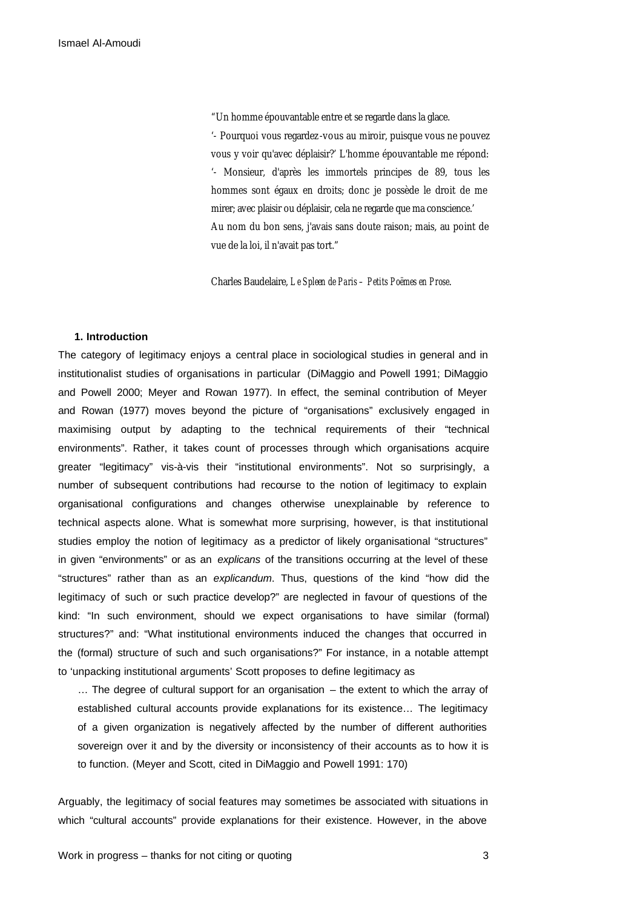> "Un homme épouvantable entre et se regarde dans la glace.
> '- Pourquoi vous regardez-vous au miroir, puisque vous ne pouvez vous y voir qu'avec déplaisir?' L'homme épouvantable me répond: '- Monsieur, d'après les immortels principes de 89, tous les hommes sont égaux en droits; donc je possède le droit de me mirer; avec plaisir ou déplaisir, cela ne regarde que ma conscience.'
> Au nom du bon sens, j'avais sans doute raison; mais, au point de vue de la loi, il n'avait pas tort."
>
> Charles Baudelaire, *Le Spleen de Paris – Petits Poëmes en Prose*.

## 1. Introduction

The category of legitimacy enjoys a central place in sociological studies in general and in institutionalist studies of organisations in particular (DiMaggio and Powell 1991; DiMaggio and Powell 2000; Meyer and Rowan 1977). In effect, the seminal contribution of Meyer and Rowan (1977) moves beyond the picture of "organisations" exclusively engaged in maximising output by adapting to the technical requirements of their "technical environments". Rather, it takes count of processes through which organisations acquire greater "legitimacy" vis-à-vis their "institutional environments". Not so surprisingly, a number of subsequent contributions had recourse to the notion of legitimacy to explain organisational configurations and changes otherwise unexplainable by reference to technical aspects alone. What is somewhat more surprising, however, is that institutional studies employ the notion of legitimacy as a predictor of likely organisational "structures" in given "environments" or as an *explicans* of the transitions occurring at the level of these "structures" rather than as an *explicandum*. Thus, questions of the kind "how did the legitimacy of such or such practice develop?" are neglected in favour of questions of the kind: "In such environment, should we expect organisations to have similar (formal) structures?" and: "What institutional environments induced the changes that occurred in the (formal) structure of such and such organisations?" For instance, in a notable attempt to 'unpacking institutional arguments' Scott proposes to define legitimacy as

> … The degree of cultural support for an organisation – the extent to which the array of established cultural accounts provide explanations for its existence… The legitimacy of a given organization is negatively affected by the number of different authorities sovereign over it and by the diversity or inconsistency of their accounts as to how it is to function. (Meyer and Scott, cited in DiMaggio and Powell 1991: 170)

Arguably, the legitimacy of social features may sometimes be associated with situations in which "cultural accounts" provide explanations for their existence. However, in the above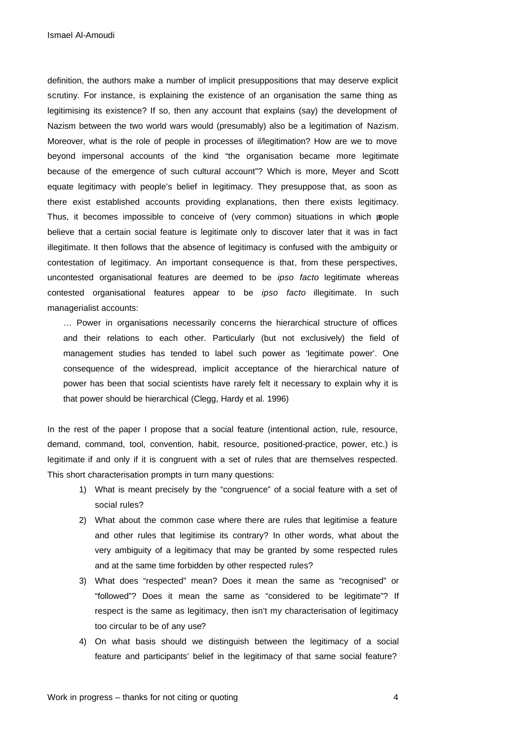definition, the authors make a number of implicit presuppositions that may deserve explicit scrutiny. For instance, is explaining the existence of an organisation the same thing as legitimising its existence? If so, then any account that explains (say) the development of Nazism between the two world wars would (presumably) also be a legitimation of Nazism. Moreover, what is the role of people in processes of il/legitimation? How are we to move beyond impersonal accounts of the kind "the organisation became more legitimate because of the emergence of such cultural account"? Which is more, Meyer and Scott equate legitimacy with people's belief in legitimacy. They presuppose that, as soon as there exist established accounts providing explanations, then there exists legitimacy. Thus, it becomes impossible to conceive of (very common) situations in which people believe that a certain social feature is legitimate only to discover later that it was in fact illegitimate. It then follows that the absence of legitimacy is confused with the ambiguity or contestation of legitimacy. An important consequence is that, from these perspectives, uncontested organisational features are deemed to be *ipso facto* legitimate whereas contested organisational features appear to be *ipso facto* illegitimate. In such managerialist accounts:

> … Power in organisations necessarily concerns the hierarchical structure of offices and their relations to each other. Particularly (but not exclusively) the field of management studies has tended to label such power as 'legitimate power'. One consequence of the widespread, implicit acceptance of the hierarchical nature of power has been that social scientists have rarely felt it necessary to explain why it is that power should be hierarchical (Clegg, Hardy et al. 1996)

In the rest of the paper I propose that a social feature (intentional action, rule, resource, demand, command, tool, convention, habit, resource, positioned-practice, power, etc.) is legitimate if and only if it is congruent with a set of rules that are themselves respected. This short characterisation prompts in turn many questions:

1) What is meant precisely by the "congruence" of a social feature with a set of social rules?
2) What about the common case where there are rules that legitimise a feature and other rules that legitimise its contrary? In other words, what about the very ambiguity of a legitimacy that may be granted by some respected rules and at the same time forbidden by other respected rules?
3) What does "respected" mean? Does it mean the same as "recognised" or "followed"? Does it mean the same as "considered to be legitimate"? If respect is the same as legitimacy, then isn't my characterisation of legitimacy too circular to be of any use?
4) On what basis should we distinguish between the legitimacy of a social feature and participants' belief in the legitimacy of that same social feature?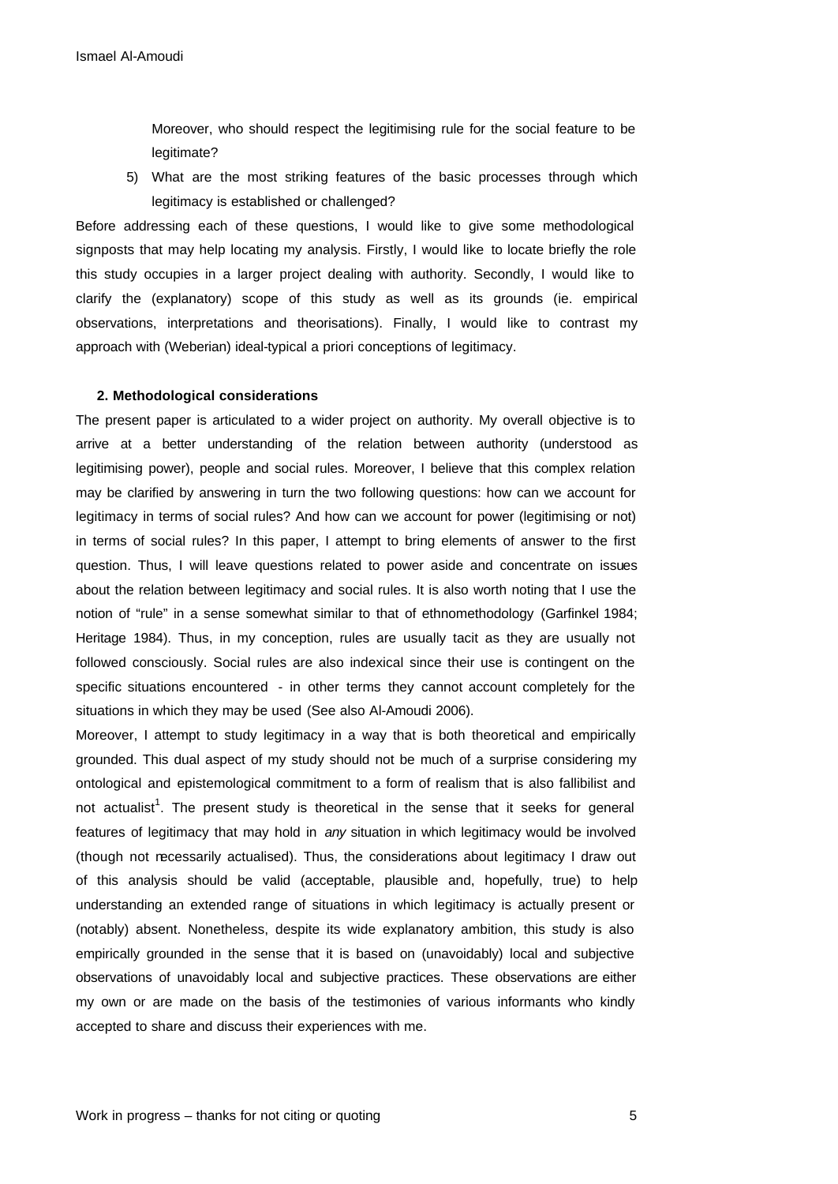Moreover, who should respect the legitimising rule for the social feature to be legitimate?

5) What are the most striking features of the basic processes through which legitimacy is established or challenged?

Before addressing each of these questions, I would like to give some methodological signposts that may help locating my analysis. Firstly, I would like to locate briefly the role this study occupies in a larger project dealing with authority. Secondly, I would like to clarify the (explanatory) scope of this study as well as its grounds (ie. empirical observations, interpretations and theorisations). Finally, I would like to contrast my approach with (Weberian) ideal-typical a priori conceptions of legitimacy.

## 2. Methodological considerations

The present paper is articulated to a wider project on authority. My overall objective is to arrive at a better understanding of the relation between authority (understood as legitimising power), people and social rules. Moreover, I believe that this complex relation may be clarified by answering in turn the two following questions: how can we account for legitimacy in terms of social rules? And how can we account for power (legitimising or not) in terms of social rules? In this paper, I attempt to bring elements of answer to the first question. Thus, I will leave questions related to power aside and concentrate on issues about the relation between legitimacy and social rules. It is also worth noting that I use the notion of "rule" in a sense somewhat similar to that of ethnomethodology (Garfinkel 1984; Heritage 1984). Thus, in my conception, rules are usually tacit as they are usually not followed consciously. Social rules are also indexical since their use is contingent on the specific situations encountered - in other terms they cannot account completely for the situations in which they may be used (See also Al-Amoudi 2006).

Moreover, I attempt to study legitimacy in a way that is both theoretical and empirically grounded. This dual aspect of my study should not be much of a surprise considering my ontological and epistemological commitment to a form of realism that is also fallibilist and not actualist[1]. The present study is theoretical in the sense that it seeks for general features of legitimacy that may hold in *any* situation in which legitimacy would be involved (though not necessarily actualised). Thus, the considerations about legitimacy I draw out of this analysis should be valid (acceptable, plausible and, hopefully, true) to help understanding an extended range of situations in which legitimacy is actually present or (notably) absent. Nonetheless, despite its wide explanatory ambition, this study is also empirically grounded in the sense that it is based on (unavoidably) local and subjective observations of unavoidably local and subjective practices. These observations are either my own or are made on the basis of the testimonies of various informants who kindly accepted to share and discuss their experiences with me.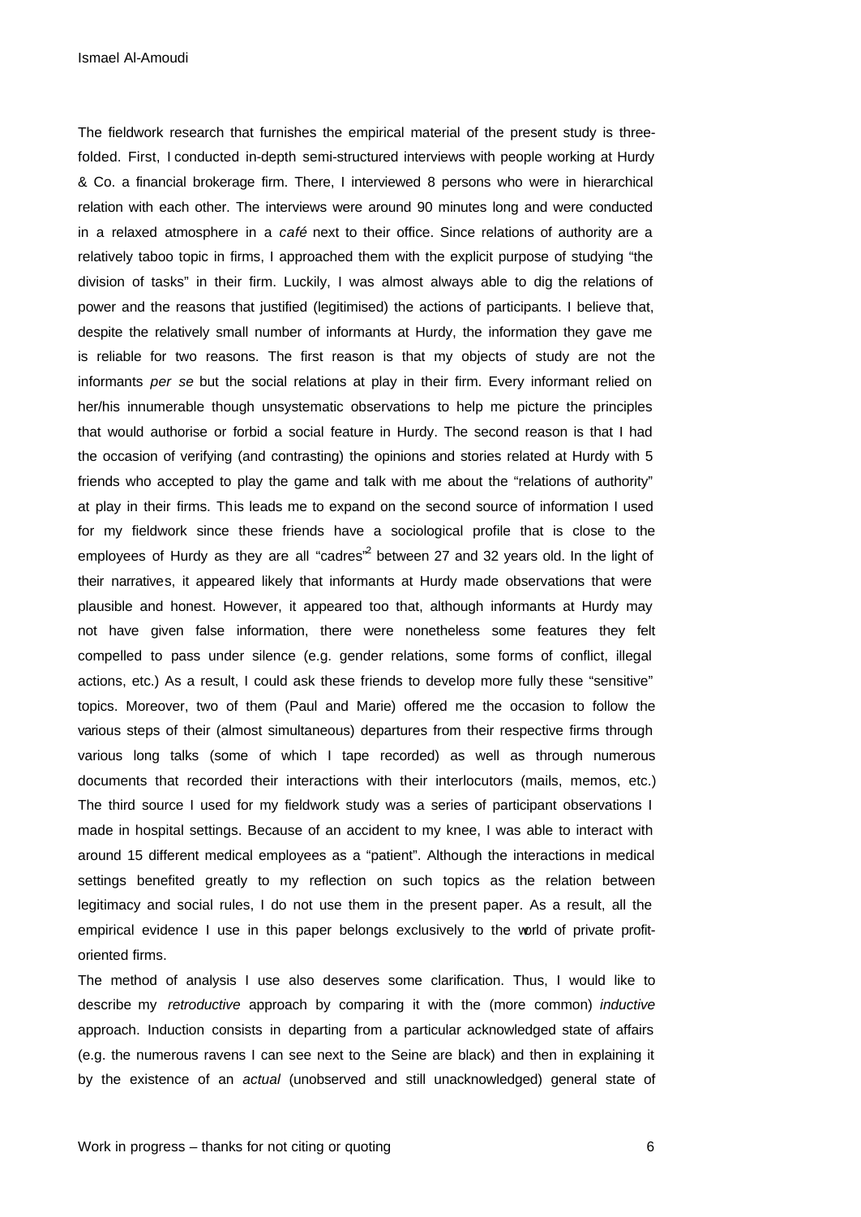The fieldwork research that furnishes the empirical material of the present study is three-folded. First, I conducted in-depth semi-structured interviews with people working at Hurdy & Co. a financial brokerage firm. There, I interviewed 8 persons who were in hierarchical relation with each other. The interviews were around 90 minutes long and were conducted in a relaxed atmosphere in a *café* next to their office. Since relations of authority are a relatively taboo topic in firms, I approached them with the explicit purpose of studying "the division of tasks" in their firm. Luckily, I was almost always able to dig the relations of power and the reasons that justified (legitimised) the actions of participants. I believe that, despite the relatively small number of informants at Hurdy, the information they gave me is reliable for two reasons. The first reason is that my objects of study are not the informants *per se* but the social relations at play in their firm. Every informant relied on her/his innumerable though unsystematic observations to help me picture the principles that would authorise or forbid a social feature in Hurdy. The second reason is that I had the occasion of verifying (and contrasting) the opinions and stories related at Hurdy with 5 friends who accepted to play the game and talk with me about the "relations of authority" at play in their firms. This leads me to expand on the second source of information I used for my fieldwork since these friends have a sociological profile that is close to the employees of Hurdy as they are all "cadres"[2] between 27 and 32 years old. In the light of their narratives, it appeared likely that informants at Hurdy made observations that were plausible and honest. However, it appeared too that, although informants at Hurdy may not have given false information, there were nonetheless some features they felt compelled to pass under silence (e.g. gender relations, some forms of conflict, illegal actions, etc.) As a result, I could ask these friends to develop more fully these "sensitive" topics. Moreover, two of them (Paul and Marie) offered me the occasion to follow the various steps of their (almost simultaneous) departures from their respective firms through various long talks (some of which I tape recorded) as well as through numerous documents that recorded their interactions with their interlocutors (mails, memos, etc.) The third source I used for my fieldwork study was a series of participant observations I made in hospital settings. Because of an accident to my knee, I was able to interact with around 15 different medical employees as a "patient". Although the interactions in medical settings benefited greatly to my reflection on such topics as the relation between legitimacy and social rules, I do not use them in the present paper. As a result, all the empirical evidence I use in this paper belongs exclusively to the world of private profit-oriented firms.

The method of analysis I use also deserves some clarification. Thus, I would like to describe my *retroductive* approach by comparing it with the (more common) *inductive* approach. Induction consists in departing from a particular acknowledged state of affairs (e.g. the numerous ravens I can see next to the Seine are black) and then in explaining it by the existence of an *actual* (unobserved and still unacknowledged) general state of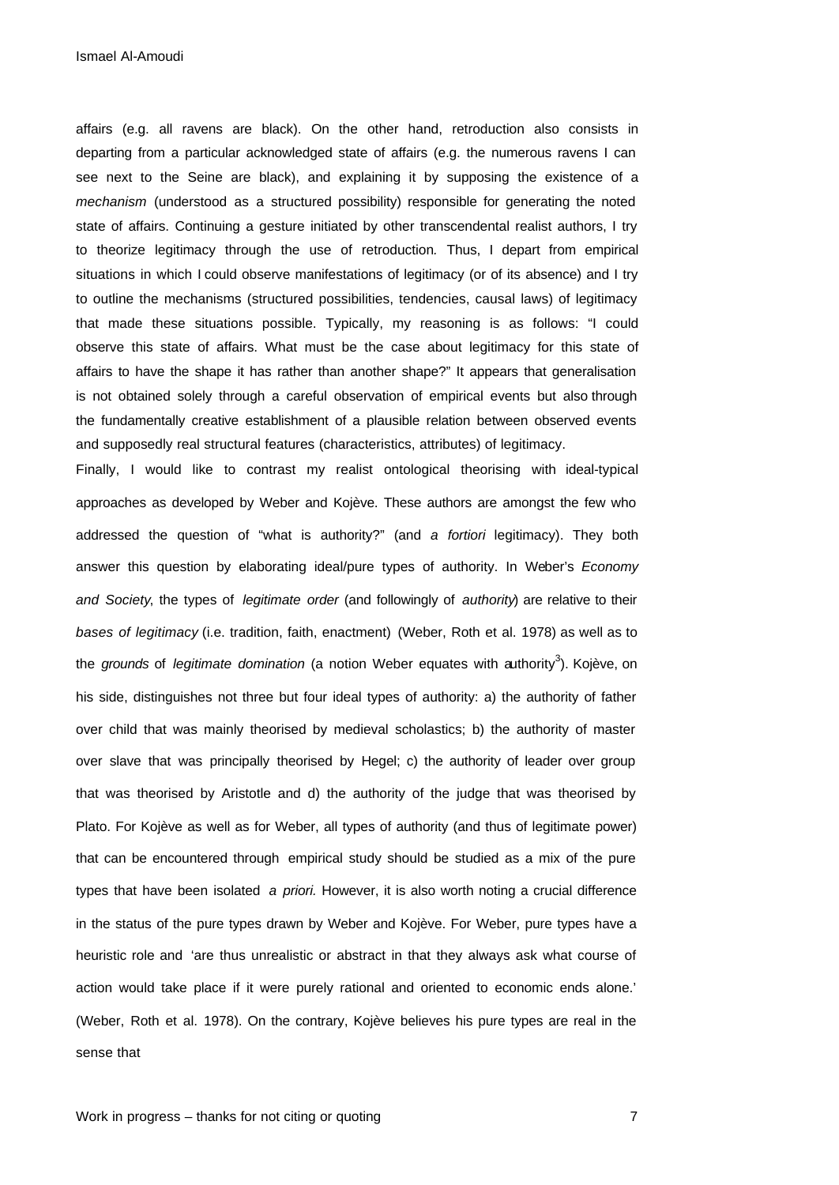affairs (e.g. all ravens are black). On the other hand, retroduction also consists in departing from a particular acknowledged state of affairs (e.g. the numerous ravens I can see next to the Seine are black), and explaining it by supposing the existence of a *mechanism* (understood as a structured possibility) responsible for generating the noted state of affairs. Continuing a gesture initiated by other transcendental realist authors, I try to theorize legitimacy through the use of retroduction. Thus, I depart from empirical situations in which I could observe manifestations of legitimacy (or of its absence) and I try to outline the mechanisms (structured possibilities, tendencies, causal laws) of legitimacy that made these situations possible. Typically, my reasoning is as follows: "I could observe this state of affairs. What must be the case about legitimacy for this state of affairs to have the shape it has rather than another shape?" It appears that generalisation is not obtained solely through a careful observation of empirical events but also through the fundamentally creative establishment of a plausible relation between observed events and supposedly real structural features (characteristics, attributes) of legitimacy.

Finally, I would like to contrast my realist ontological theorising with ideal-typical approaches as developed by Weber and Kojève. These authors are amongst the few who addressed the question of "what is authority?" (and *a fortiori* legitimacy). They both answer this question by elaborating ideal/pure types of authority. In Weber's *Economy and Society*, the types of *legitimate order* (and followingly of *authority*) are relative to their *bases of legitimacy* (i.e. tradition, faith, enactment) (Weber, Roth et al. 1978) as well as to the *grounds* of *legitimate domination* (a notion Weber equates with authority[3]). Kojève, on his side, distinguishes not three but four ideal types of authority: a) the authority of father over child that was mainly theorised by medieval scholastics; b) the authority of master over slave that was principally theorised by Hegel; c) the authority of leader over group that was theorised by Aristotle and d) the authority of the judge that was theorised by Plato. For Kojève as well as for Weber, all types of authority (and thus of legitimate power) that can be encountered through empirical study should be studied as a mix of the pure types that have been isolated *a priori*. However, it is also worth noting a crucial difference in the status of the pure types drawn by Weber and Kojève. For Weber, pure types have a heuristic role and 'are thus unrealistic or abstract in that they always ask what course of action would take place if it were purely rational and oriented to economic ends alone.' (Weber, Roth et al. 1978). On the contrary, Kojève believes his pure types are real in the sense that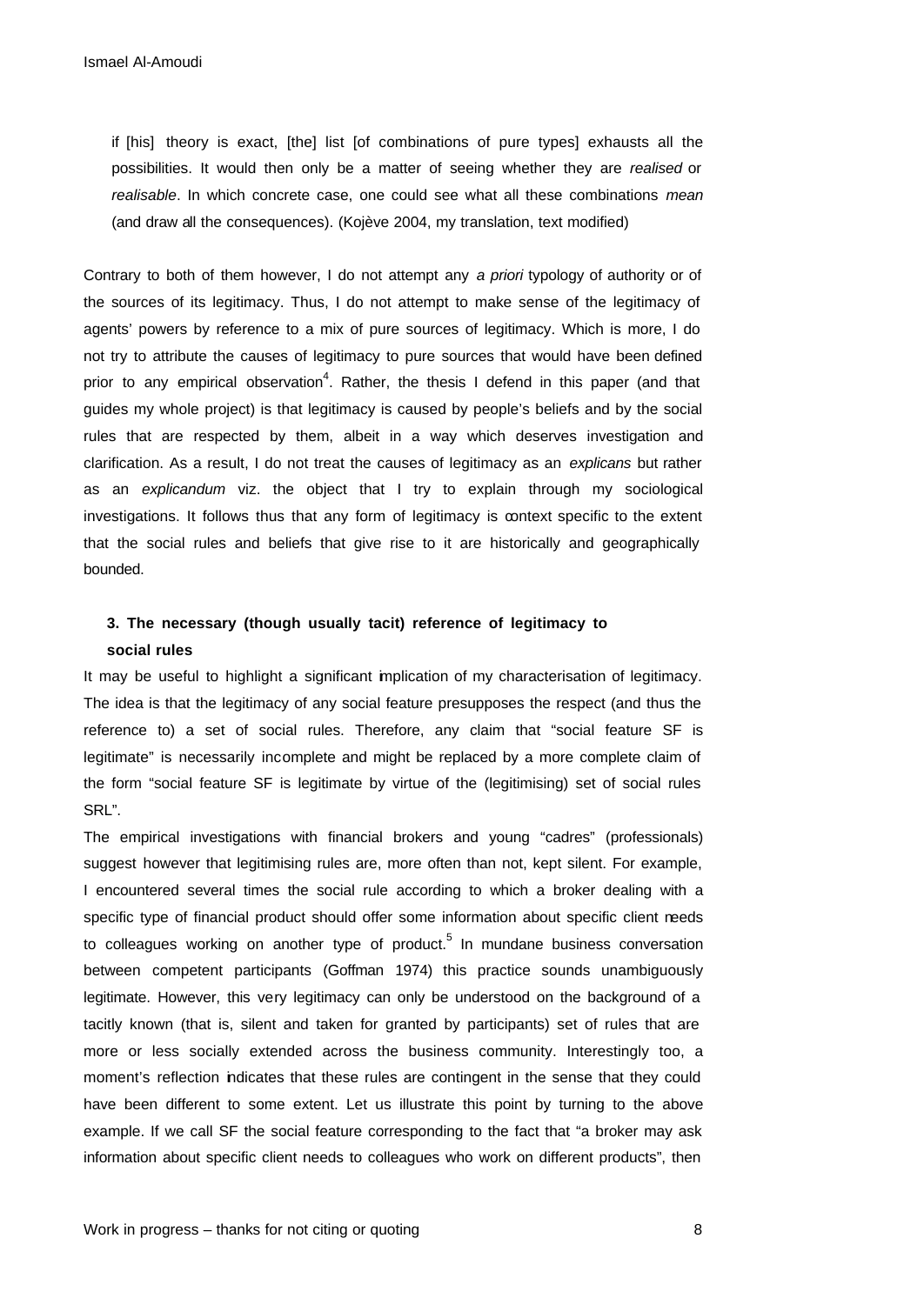if [his] theory is exact, [the] list [of combinations of pure types] exhausts all the possibilities. It would then only be a matter of seeing whether they are *realised* or *realisable*. In which concrete case, one could see what all these combinations *mean* (and draw all the consequences). (Kojève 2004, my translation, text modified)

Contrary to both of them however, I do not attempt any *a priori* typology of authority or of the sources of its legitimacy. Thus, I do not attempt to make sense of the legitimacy of agents' powers by reference to a mix of pure sources of legitimacy. Which is more, I do not try to attribute the causes of legitimacy to pure sources that would have been defined prior to any empirical observation[4]. Rather, the thesis I defend in this paper (and that guides my whole project) is that legitimacy is caused by people's beliefs and by the social rules that are respected by them, albeit in a way which deserves investigation and clarification. As a result, I do not treat the causes of legitimacy as an *explicans* but rather as an *explicandum* viz. the object that I try to explain through my sociological investigations. It follows thus that any form of legitimacy is context specific to the extent that the social rules and beliefs that give rise to it are historically and geographically bounded.

### 3. The necessary (though usually tacit) reference of legitimacy to social rules

It may be useful to highlight a significant implication of my characterisation of legitimacy. The idea is that the legitimacy of any social feature presupposes the respect (and thus the reference to) a set of social rules. Therefore, any claim that "social feature SF is legitimate" is necessarily incomplete and might be replaced by a more complete claim of the form "social feature SF is legitimate by virtue of the (legitimising) set of social rules SRL".

The empirical investigations with financial brokers and young "cadres" (professionals) suggest however that legitimising rules are, more often than not, kept silent. For example, I encountered several times the social rule according to which a broker dealing with a specific type of financial product should offer some information about specific client needs to colleagues working on another type of product.[5] In mundane business conversation between competent participants (Goffman 1974) this practice sounds unambiguously legitimate. However, this very legitimacy can only be understood on the background of a tacitly known (that is, silent and taken for granted by participants) set of rules that are more or less socially extended across the business community. Interestingly too, a moment's reflection indicates that these rules are contingent in the sense that they could have been different to some extent. Let us illustrate this point by turning to the above example. If we call SF the social feature corresponding to the fact that "a broker may ask information about specific client needs to colleagues who work on different products", then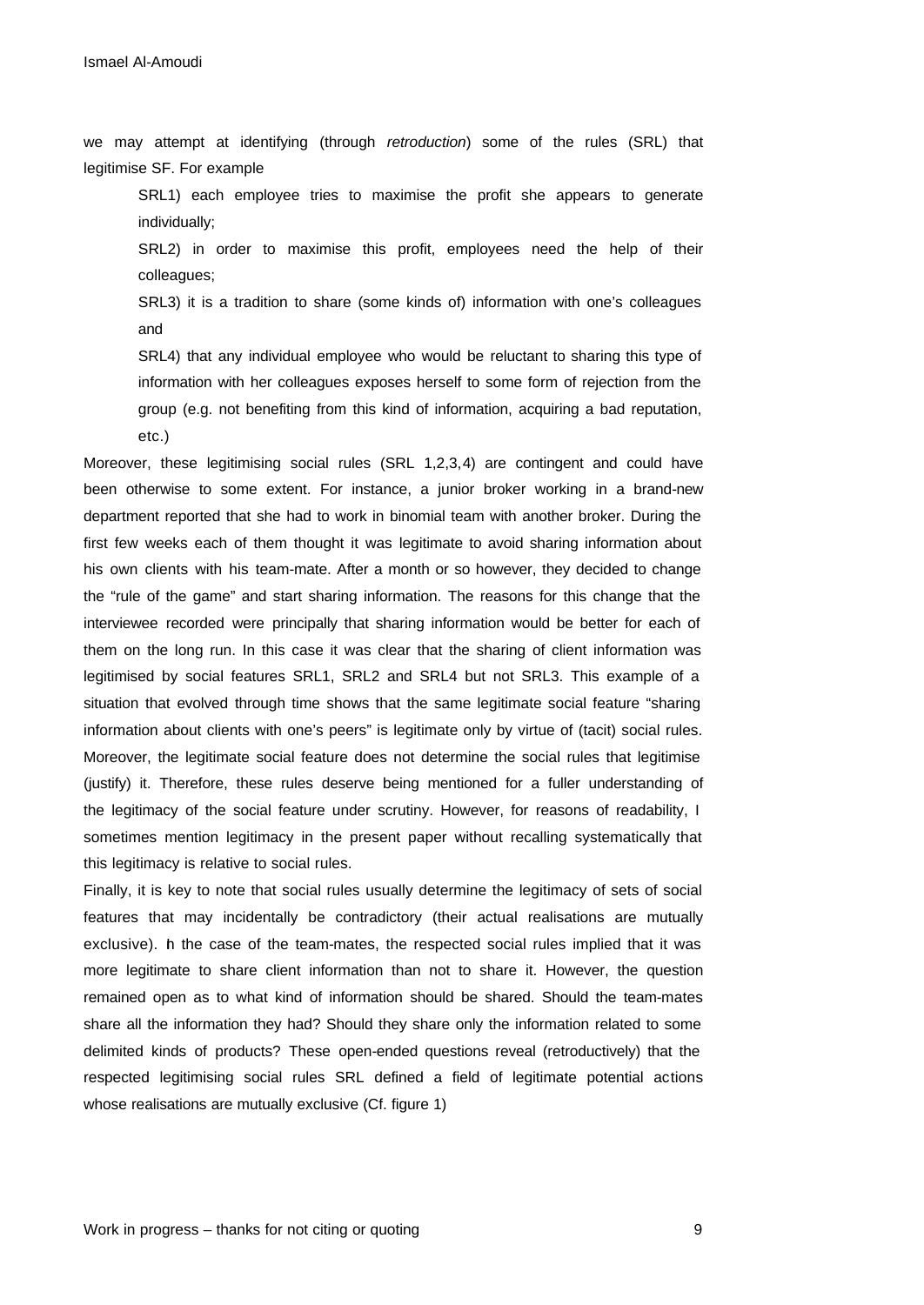we may attempt at identifying (through *retroduction*) some of the rules (SRL) that legitimise SF. For example

> SRL1) each employee tries to maximise the profit she appears to generate individually;
>
> SRL2) in order to maximise this profit, employees need the help of their colleagues;
>
> SRL3) it is a tradition to share (some kinds of) information with one's colleagues and
>
> SRL4) that any individual employee who would be reluctant to sharing this type of information with her colleagues exposes herself to some form of rejection from the group (e.g. not benefiting from this kind of information, acquiring a bad reputation, etc.)

Moreover, these legitimising social rules (SRL 1,2,3,4) are contingent and could have been otherwise to some extent. For instance, a junior broker working in a brand-new department reported that she had to work in binomial team with another broker. During the first few weeks each of them thought it was legitimate to avoid sharing information about his own clients with his team-mate. After a month or so however, they decided to change the "rule of the game" and start sharing information. The reasons for this change that the interviewee recorded were principally that sharing information would be better for each of them on the long run. In this case it was clear that the sharing of client information was legitimised by social features SRL1, SRL2 and SRL4 but not SRL3. This example of a situation that evolved through time shows that the same legitimate social feature "sharing information about clients with one's peers" is legitimate only by virtue of (tacit) social rules. Moreover, the legitimate social feature does not determine the social rules that legitimise (justify) it. Therefore, these rules deserve being mentioned for a fuller understanding of the legitimacy of the social feature under scrutiny. However, for reasons of readability, I sometimes mention legitimacy in the present paper without recalling systematically that this legitimacy is relative to social rules.

Finally, it is key to note that social rules usually determine the legitimacy of sets of social features that may incidentally be contradictory (their actual realisations are mutually exclusive). In the case of the team-mates, the respected social rules implied that it was more legitimate to share client information than not to share it. However, the question remained open as to what kind of information should be shared. Should the team-mates share all the information they had? Should they share only the information related to some delimited kinds of products? These open-ended questions reveal (retroductively) that the respected legitimising social rules SRL defined a field of legitimate potential actions whose realisations are mutually exclusive (Cf. figure 1)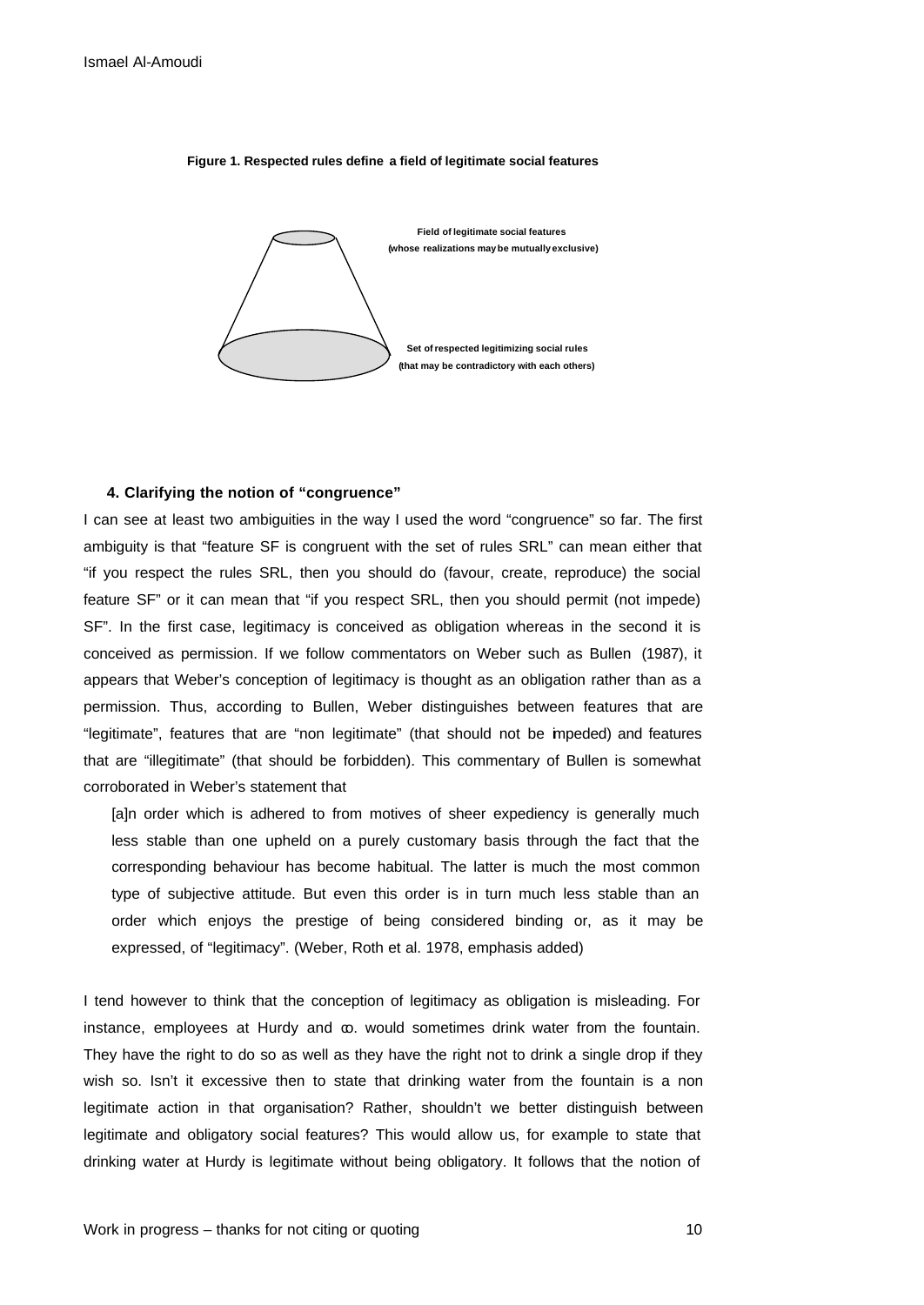**Figure 1. Respected rules define a field of legitimate social features**

Field of legitimate social features
(whose realizations may be mutually exclusive)

Set of respected legitimizing social rules
(that may be contradictory with each others)

### 4. Clarifying the notion of "congruence"

I can see at least two ambiguities in the way I used the word "congruence" so far. The first ambiguity is that "feature SF is congruent with the set of rules SRL" can mean either that "if you respect the rules SRL, then you should do (favour, create, reproduce) the social feature SF" or it can mean that "if you respect SRL, then you should permit (not impede) SF". In the first case, legitimacy is conceived as obligation whereas in the second it is conceived as permission. If we follow commentators on Weber such as Bullen (1987), it appears that Weber's conception of legitimacy is thought as an obligation rather than as a permission. Thus, according to Bullen, Weber distinguishes between features that are "legitimate", features that are "non legitimate" (that should not be impeded) and features that are "illegitimate" (that should be forbidden). This commentary of Bullen is somewhat corroborated in Weber's statement that

> [a]n order which is adhered to from motives of sheer expediency is generally much less stable than one upheld on a purely customary basis through the fact that the corresponding behaviour has become habitual. The latter is much the most common type of subjective attitude. But even this order is in turn much less stable than an order which enjoys the prestige of being considered binding or, as it may be expressed, of "legitimacy". (Weber, Roth et al. 1978, emphasis added)

I tend however to think that the conception of legitimacy as obligation is misleading. For instance, employees at Hurdy and co. would sometimes drink water from the fountain. They have the right to do so as well as they have the right not to drink a single drop if they wish so. Isn't it excessive then to state that drinking water from the fountain is a non legitimate action in that organisation? Rather, shouldn't we better distinguish between legitimate and obligatory social features? This would allow us, for example to state that drinking water at Hurdy is legitimate without being obligatory. It follows that the notion of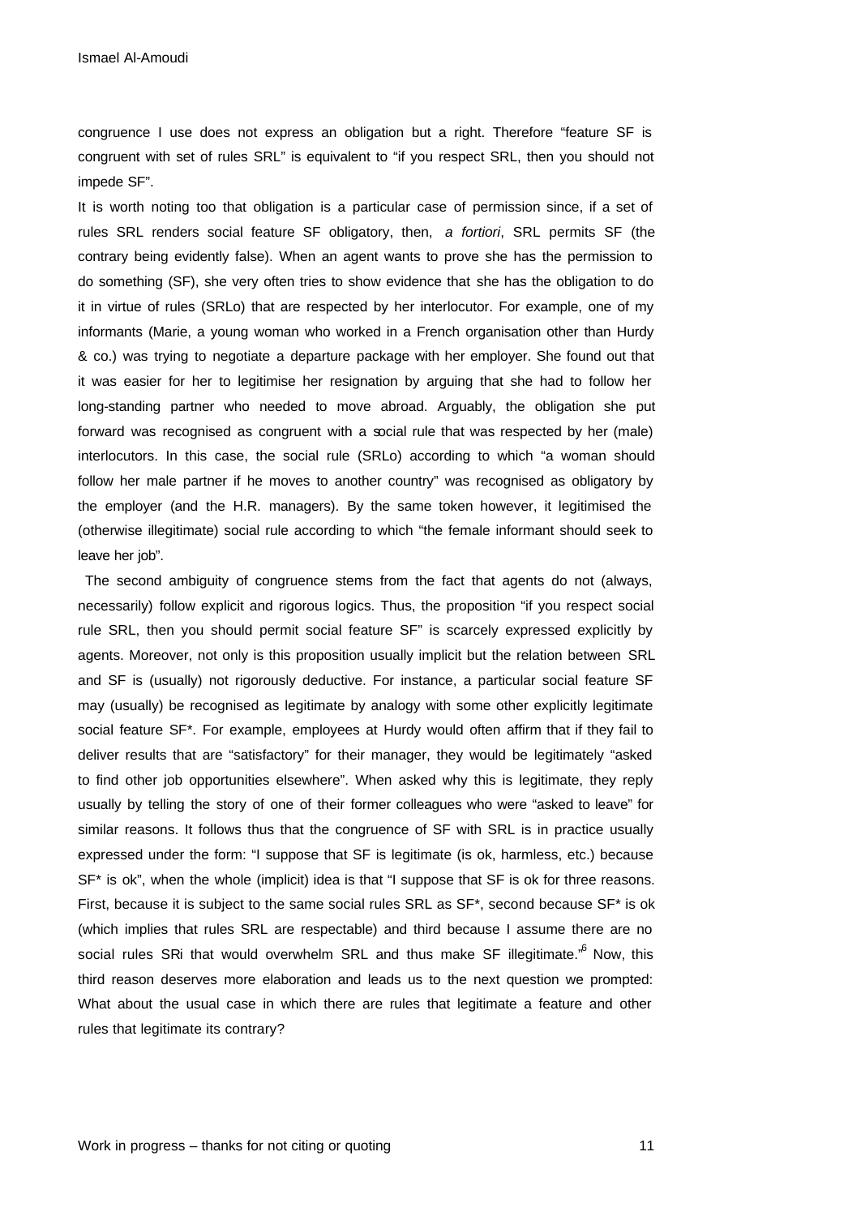congruence I use does not express an obligation but a right. Therefore "feature SF is congruent with set of rules SRL" is equivalent to "if you respect SRL, then you should not impede SF".

It is worth noting too that obligation is a particular case of permission since, if a set of rules SRL renders social feature SF obligatory, then, *a fortiori*, SRL permits SF (the contrary being evidently false). When an agent wants to prove she has the permission to do something (SF), she very often tries to show evidence that she has the obligation to do it in virtue of rules (SRLo) that are respected by her interlocutor. For example, one of my informants (Marie, a young woman who worked in a French organisation other than Hurdy & co.) was trying to negotiate a departure package with her employer. She found out that it was easier for her to legitimise her resignation by arguing that she had to follow her long-standing partner who needed to move abroad. Arguably, the obligation she put forward was recognised as congruent with a social rule that was respected by her (male) interlocutors. In this case, the social rule (SRLo) according to which "a woman should follow her male partner if he moves to another country" was recognised as obligatory by the employer (and the H.R. managers). By the same token however, it legitimised the (otherwise illegitimate) social rule according to which "the female informant should seek to leave her job".

The second ambiguity of congruence stems from the fact that agents do not (always, necessarily) follow explicit and rigorous logics. Thus, the proposition "if you respect social rule SRL, then you should permit social feature SF" is scarcely expressed explicitly by agents. Moreover, not only is this proposition usually implicit but the relation between SRL and SF is (usually) not rigorously deductive. For instance, a particular social feature SF may (usually) be recognised as legitimate by analogy with some other explicitly legitimate social feature SF*. For example, employees at Hurdy would often affirm that if they fail to deliver results that are "satisfactory" for their manager, they would be legitimately "asked to find other job opportunities elsewhere". When asked why this is legitimate, they reply usually by telling the story of one of their former colleagues who were "asked to leave" for similar reasons. It follows thus that the congruence of SF with SRL is in practice usually expressed under the form: "I suppose that SF is legitimate (is ok, harmless, etc.) because SF* is ok", when the whole (implicit) idea is that "I suppose that SF is ok for three reasons. First, because it is subject to the same social rules SRL as SF*, second because SF* is ok (which implies that rules SRL are respectable) and third because I assume there are no social rules SRi that would overwhelm SRL and thus make SF illegitimate."[6] Now, this third reason deserves more elaboration and leads us to the next question we prompted: What about the usual case in which there are rules that legitimate a feature and other rules that legitimate its contrary?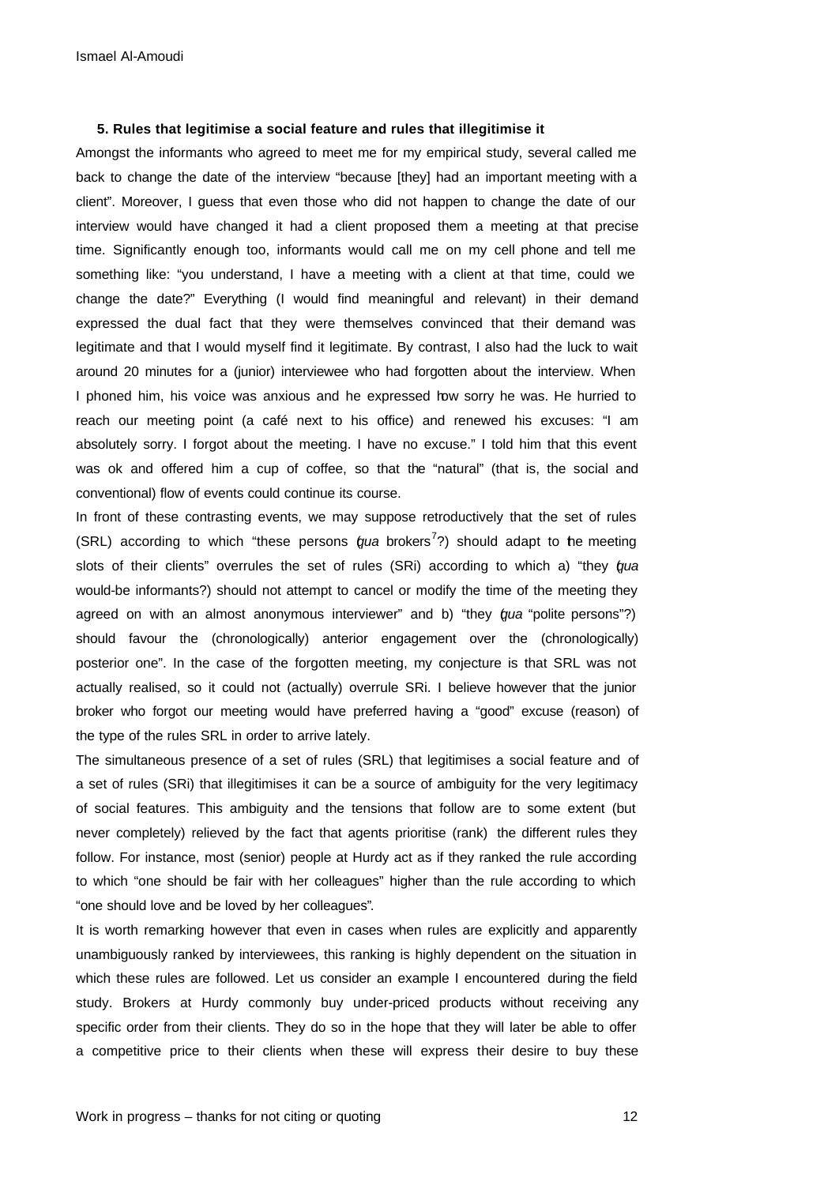### 5. Rules that legitimise a social feature and rules that illegitimise it

Amongst the informants who agreed to meet me for my empirical study, several called me back to change the date of the interview "because [they] had an important meeting with a client". Moreover, I guess that even those who did not happen to change the date of our interview would have changed it had a client proposed them a meeting at that precise time. Significantly enough too, informants would call me on my cell phone and tell me something like: "you understand, I have a meeting with a client at that time, could we change the date?" Everything (I would find meaningful and relevant) in their demand expressed the dual fact that they were themselves convinced that their demand was legitimate and that I would myself find it legitimate. By contrast, I also had the luck to wait around 20 minutes for a (junior) interviewee who had forgotten about the interview. When I phoned him, his voice was anxious and he expressed how sorry he was. He hurried to reach our meeting point (a café next to his office) and renewed his excuses: "I am absolutely sorry. I forgot about the meeting. I have no excuse." I told him that this event was ok and offered him a cup of coffee, so that the "natural" (that is, the social and conventional) flow of events could continue its course.

In front of these contrasting events, we may suppose retroductively that the set of rules (SRL) according to which "these persons (*qua* brokers[7]?) should adapt to the meeting slots of their clients" overrules the set of rules (SRi) according to which a) "they (*qua* would-be informants?) should not attempt to cancel or modify the time of the meeting they agreed on with an almost anonymous interviewer" and b) "they (*qua* "polite persons"?) should favour the (chronologically) anterior engagement over the (chronologically) posterior one". In the case of the forgotten meeting, my conjecture is that SRL was not actually realised, so it could not (actually) overrule SRi. I believe however that the junior broker who forgot our meeting would have preferred having a "good" excuse (reason) of the type of the rules SRL in order to arrive lately.

The simultaneous presence of a set of rules (SRL) that legitimises a social feature and of a set of rules (SRi) that illegitimises it can be a source of ambiguity for the very legitimacy of social features. This ambiguity and the tensions that follow are to some extent (but never completely) relieved by the fact that agents prioritise (rank) the different rules they follow. For instance, most (senior) people at Hurdy act as if they ranked the rule according to which "one should be fair with her colleagues" higher than the rule according to which "one should love and be loved by her colleagues".

It is worth remarking however that even in cases when rules are explicitly and apparently unambiguously ranked by interviewees, this ranking is highly dependent on the situation in which these rules are followed. Let us consider an example I encountered during the field study. Brokers at Hurdy commonly buy under-priced products without receiving any specific order from their clients. They do so in the hope that they will later be able to offer a competitive price to their clients when these will express their desire to buy these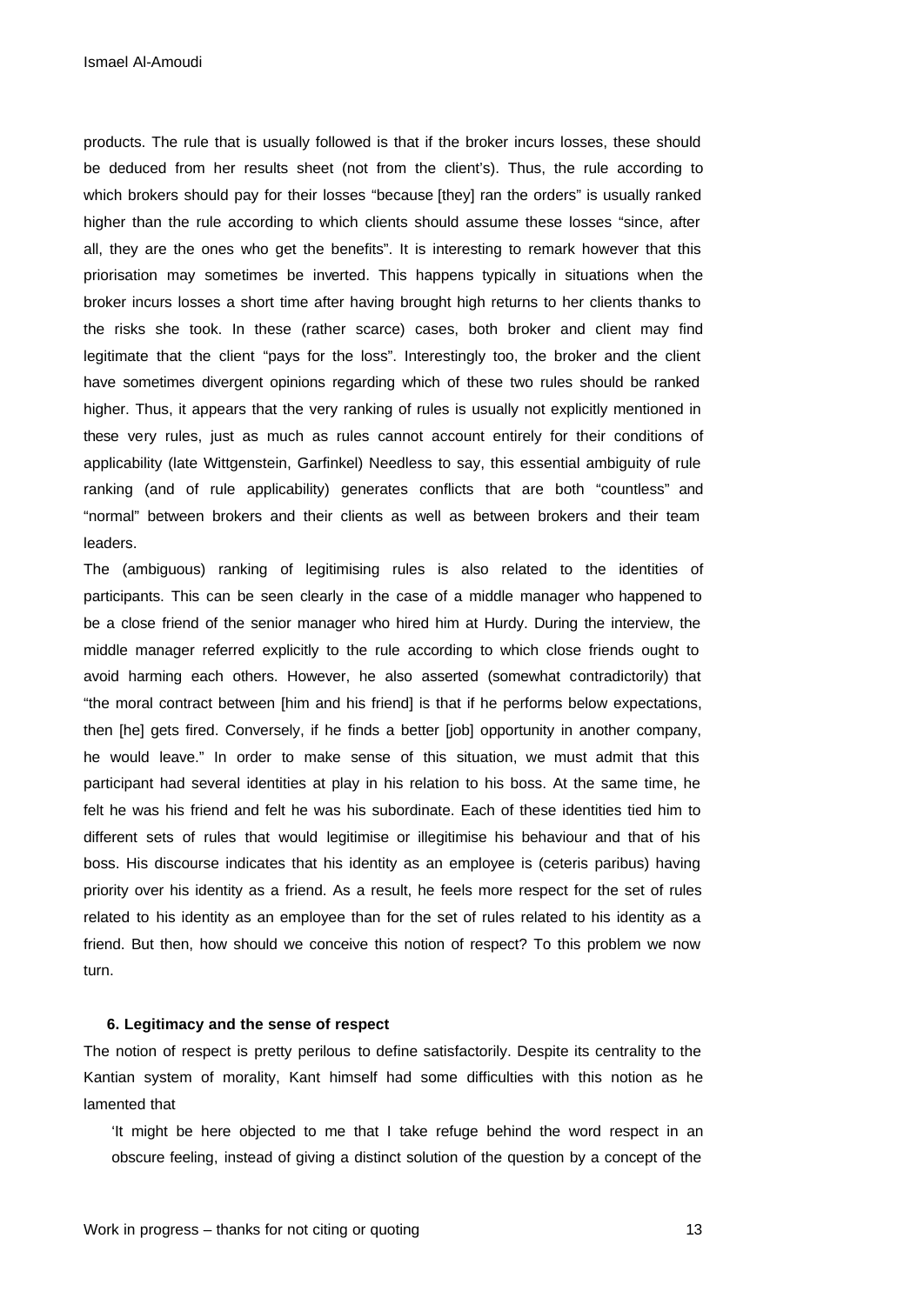products. The rule that is usually followed is that if the broker incurs losses, these should be deduced from her results sheet (not from the client's). Thus, the rule according to which brokers should pay for their losses "because [they] ran the orders" is usually ranked higher than the rule according to which clients should assume these losses "since, after all, they are the ones who get the benefits". It is interesting to remark however that this priorisation may sometimes be inverted. This happens typically in situations when the broker incurs losses a short time after having brought high returns to her clients thanks to the risks she took. In these (rather scarce) cases, both broker and client may find legitimate that the client "pays for the loss". Interestingly too, the broker and the client have sometimes divergent opinions regarding which of these two rules should be ranked higher. Thus, it appears that the very ranking of rules is usually not explicitly mentioned in these very rules, just as much as rules cannot account entirely for their conditions of applicability (late Wittgenstein, Garfinkel) Needless to say, this essential ambiguity of rule ranking (and of rule applicability) generates conflicts that are both "countless" and "normal" between brokers and their clients as well as between brokers and their team leaders.

The (ambiguous) ranking of legitimising rules is also related to the identities of participants. This can be seen clearly in the case of a middle manager who happened to be a close friend of the senior manager who hired him at Hurdy. During the interview, the middle manager referred explicitly to the rule according to which close friends ought to avoid harming each others. However, he also asserted (somewhat contradictorily) that "the moral contract between [him and his friend] is that if he performs below expectations, then [he] gets fired. Conversely, if he finds a better [job] opportunity in another company, he would leave." In order to make sense of this situation, we must admit that this participant had several identities at play in his relation to his boss. At the same time, he felt he was his friend and felt he was his subordinate. Each of these identities tied him to different sets of rules that would legitimise or illegitimise his behaviour and that of his boss. His discourse indicates that his identity as an employee is (ceteris paribus) having priority over his identity as a friend. As a result, he feels more respect for the set of rules related to his identity as an employee than for the set of rules related to his identity as a friend. But then, how should we conceive this notion of respect? To this problem we now turn.

### 6. Legitimacy and the sense of respect

The notion of respect is pretty perilous to define satisfactorily. Despite its centrality to the Kantian system of morality, Kant himself had some difficulties with this notion as he lamented that

> 'It might be here objected to me that I take refuge behind the word respect in an obscure feeling, instead of giving a distinct solution of the question by a concept of the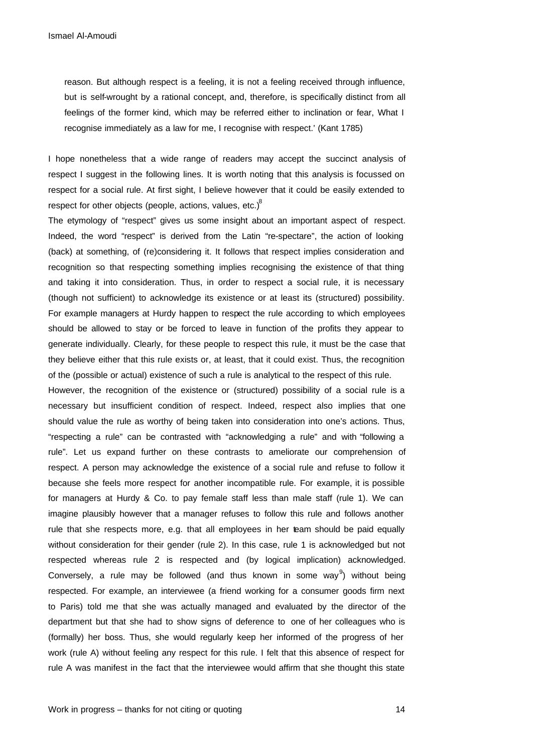reason. But although respect is a feeling, it is not a feeling received through influence, but is self-wrought by a rational concept, and, therefore, is specifically distinct from all feelings of the former kind, which may be referred either to inclination or fear, What I recognise immediately as a law for me, I recognise with respect.' (Kant 1785)

I hope nonetheless that a wide range of readers may accept the succinct analysis of respect I suggest in the following lines. It is worth noting that this analysis is focussed on respect for a social rule. At first sight, I believe however that it could be easily extended to respect for other objects (people, actions, values, etc.)[8]

The etymology of "respect" gives us some insight about an important aspect of respect. Indeed, the word "respect" is derived from the Latin "re-spectare", the action of looking (back) at something, of (re)considering it. It follows that respect implies consideration and recognition so that respecting something implies recognising the existence of that thing and taking it into consideration. Thus, in order to respect a social rule, it is necessary (though not sufficient) to acknowledge its existence or at least its (structured) possibility. For example managers at Hurdy happen to respect the rule according to which employees should be allowed to stay or be forced to leave in function of the profits they appear to generate individually. Clearly, for these people to respect this rule, it must be the case that they believe either that this rule exists or, at least, that it could exist. Thus, the recognition of the (possible or actual) existence of such a rule is analytical to the respect of this rule.

However, the recognition of the existence or (structured) possibility of a social rule is a necessary but insufficient condition of respect. Indeed, respect also implies that one should value the rule as worthy of being taken into consideration into one's actions. Thus, "respecting a rule" can be contrasted with "acknowledging a rule" and with "following a rule". Let us expand further on these contrasts to ameliorate our comprehension of respect. A person may acknowledge the existence of a social rule and refuse to follow it because she feels more respect for another incompatible rule. For example, it is possible for managers at Hurdy & Co. to pay female staff less than male staff (rule 1). We can imagine plausibly however that a manager refuses to follow this rule and follows another rule that she respects more, e.g. that all employees in her team should be paid equally without consideration for their gender (rule 2). In this case, rule 1 is acknowledged but not respected whereas rule 2 is respected and (by logical implication) acknowledged. Conversely, a rule may be followed (and thus known in some way[9]) without being respected. For example, an interviewee (a friend working for a consumer goods firm next to Paris) told me that she was actually managed and evaluated by the director of the department but that she had to show signs of deference to one of her colleagues who is (formally) her boss. Thus, she would regularly keep her informed of the progress of her work (rule A) without feeling any respect for this rule. I felt that this absence of respect for rule A was manifest in the fact that the interviewee would affirm that she thought this state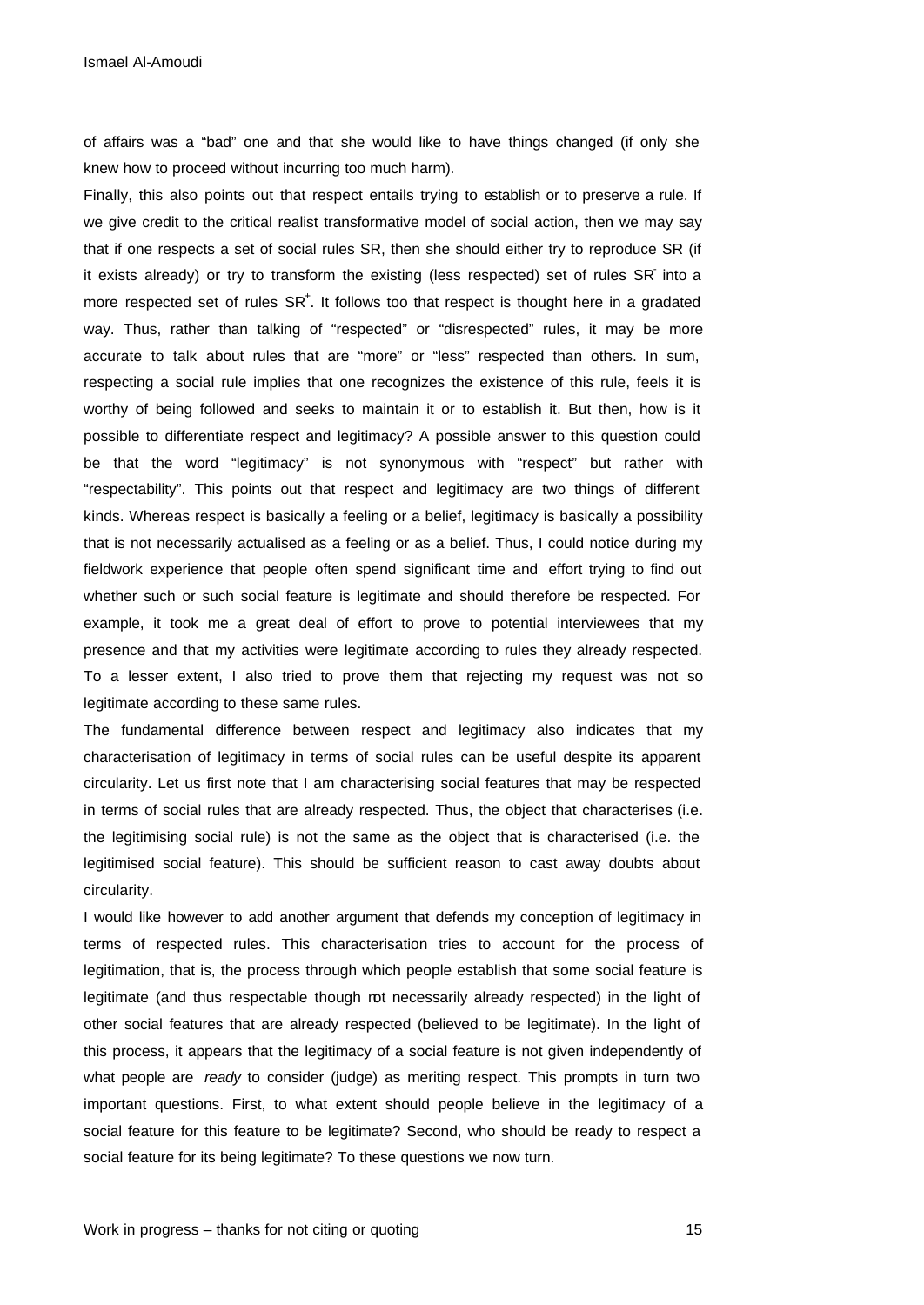of affairs was a "bad" one and that she would like to have things changed (if only she knew how to proceed without incurring too much harm).

Finally, this also points out that respect entails trying to establish or to preserve a rule. If we give credit to the critical realist transformative model of social action, then we may say that if one respects a set of social rules SR, then she should either try to reproduce SR (if it exists already) or try to transform the existing (less respected) set of rules $SR^-$ into a more respected set of rules $SR^+$. It follows too that respect is thought here in a gradated way. Thus, rather than talking of "respected" or "disrespected" rules, it may be more accurate to talk about rules that are "more" or "less" respected than others. In sum, respecting a social rule implies that one recognizes the existence of this rule, feels it is worthy of being followed and seeks to maintain it or to establish it. But then, how is it possible to differentiate respect and legitimacy? A possible answer to this question could be that the word "legitimacy" is not synonymous with "respect" but rather with "respectability". This points out that respect and legitimacy are two things of different kinds. Whereas respect is basically a feeling or a belief, legitimacy is basically a possibility that is not necessarily actualised as a feeling or as a belief. Thus, I could notice during my fieldwork experience that people often spend significant time and effort trying to find out whether such or such social feature is legitimate and should therefore be respected. For example, it took me a great deal of effort to prove to potential interviewees that my presence and that my activities were legitimate according to rules they already respected. To a lesser extent, I also tried to prove them that rejecting my request was not so legitimate according to these same rules.

The fundamental difference between respect and legitimacy also indicates that my characterisation of legitimacy in terms of social rules can be useful despite its apparent circularity. Let us first note that I am characterising social features that may be respected in terms of social rules that are already respected. Thus, the object that characterises (i.e. the legitimising social rule) is not the same as the object that is characterised (i.e. the legitimised social feature). This should be sufficient reason to cast away doubts about circularity.

I would like however to add another argument that defends my conception of legitimacy in terms of respected rules. This characterisation tries to account for the process of legitimation, that is, the process through which people establish that some social feature is legitimate (and thus respectable though not necessarily already respected) in the light of other social features that are already respected (believed to be legitimate). In the light of this process, it appears that the legitimacy of a social feature is not given independently of what people are *ready* to consider (judge) as meriting respect. This prompts in turn two important questions. First, to what extent should people believe in the legitimacy of a social feature for this feature to be legitimate? Second, who should be ready to respect a social feature for its being legitimate? To these questions we now turn.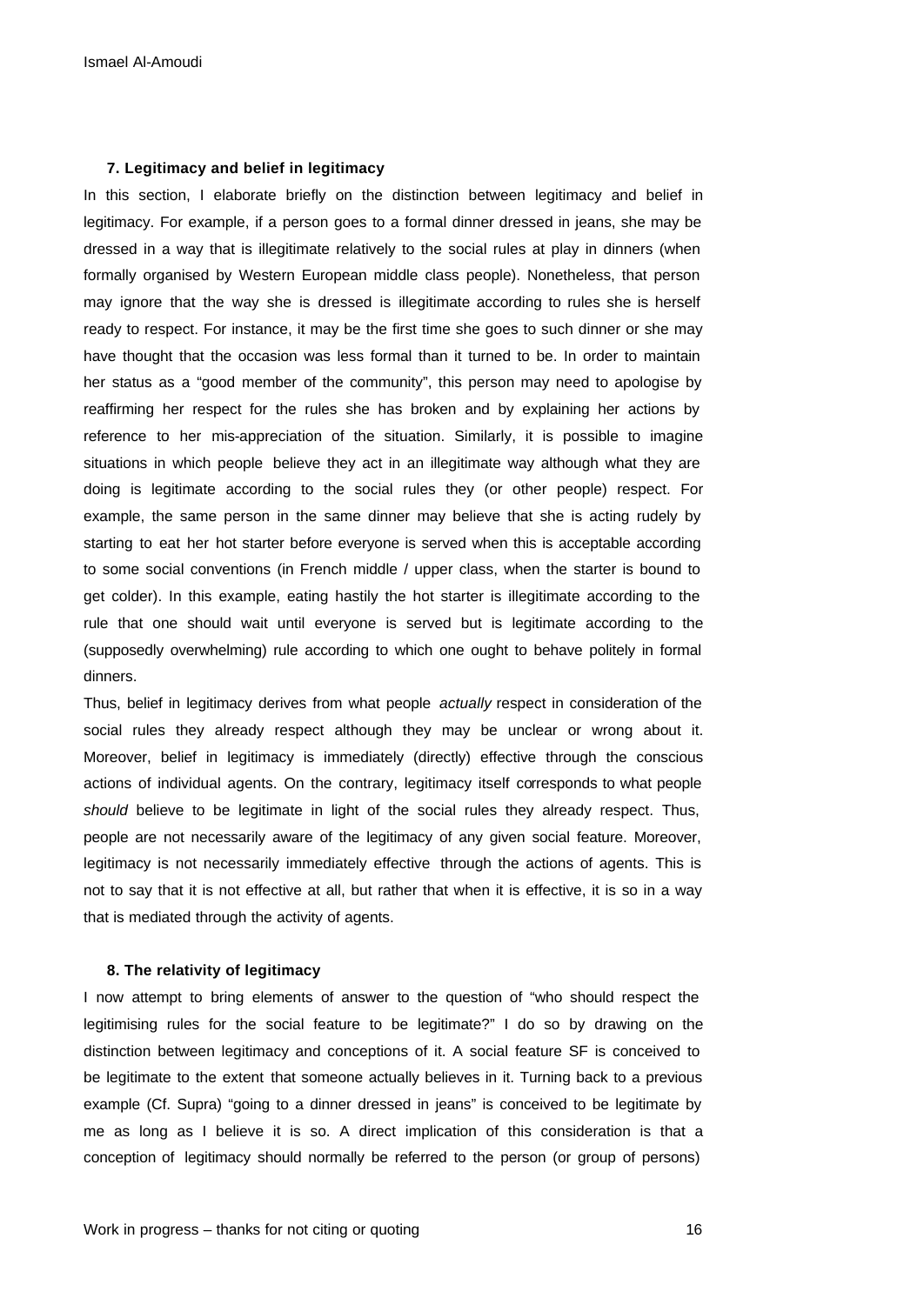### 7. Legitimacy and belief in legitimacy

In this section, I elaborate briefly on the distinction between legitimacy and belief in legitimacy. For example, if a person goes to a formal dinner dressed in jeans, she may be dressed in a way that is illegitimate relatively to the social rules at play in dinners (when formally organised by Western European middle class people). Nonetheless, that person may ignore that the way she is dressed is illegitimate according to rules she is herself ready to respect. For instance, it may be the first time she goes to such dinner or she may have thought that the occasion was less formal than it turned to be. In order to maintain her status as a "good member of the community", this person may need to apologise by reaffirming her respect for the rules she has broken and by explaining her actions by reference to her mis-appreciation of the situation. Similarly, it is possible to imagine situations in which people believe they act in an illegitimate way although what they are doing is legitimate according to the social rules they (or other people) respect. For example, the same person in the same dinner may believe that she is acting rudely by starting to eat her hot starter before everyone is served when this is acceptable according to some social conventions (in French middle / upper class, when the starter is bound to get colder). In this example, eating hastily the hot starter is illegitimate according to the rule that one should wait until everyone is served but is legitimate according to the (supposedly overwhelming) rule according to which one ought to behave politely in formal dinners.

Thus, belief in legitimacy derives from what people *actually* respect in consideration of the social rules they already respect although they may be unclear or wrong about it. Moreover, belief in legitimacy is immediately (directly) effective through the conscious actions of individual agents. On the contrary, legitimacy itself corresponds to what people *should* believe to be legitimate in light of the social rules they already respect. Thus, people are not necessarily aware of the legitimacy of any given social feature. Moreover, legitimacy is not necessarily immediately effective through the actions of agents. This is not to say that it is not effective at all, but rather that when it is effective, it is so in a way that is mediated through the activity of agents.

### 8. The relativity of legitimacy

I now attempt to bring elements of answer to the question of "who should respect the legitimising rules for the social feature to be legitimate?" I do so by drawing on the distinction between legitimacy and conceptions of it. A social feature SF is conceived to be legitimate to the extent that someone actually believes in it. Turning back to a previous example (Cf. Supra) "going to a dinner dressed in jeans" is conceived to be legitimate by me as long as I believe it is so. A direct implication of this consideration is that a conception of legitimacy should normally be referred to the person (or group of persons)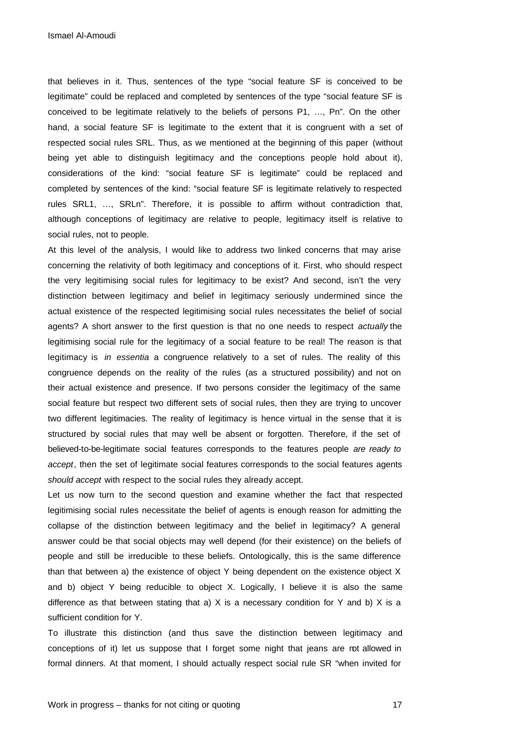that believes in it. Thus, sentences of the type "social feature SF is conceived to be legitimate" could be replaced and completed by sentences of the type "social feature SF is conceived to be legitimate relatively to the beliefs of persons P1, …, Pn". On the other hand, a social feature SF is legitimate to the extent that it is congruent with a set of respected social rules SRL. Thus, as we mentioned at the beginning of this paper (without being yet able to distinguish legitimacy and the conceptions people hold about it), considerations of the kind: "social feature SF is legitimate" could be replaced and completed by sentences of the kind: "social feature SF is legitimate relatively to respected rules SRL1, …, SRLn". Therefore, it is possible to affirm without contradiction that, although conceptions of legitimacy are relative to people, legitimacy itself is relative to social rules, not to people.

At this level of the analysis, I would like to address two linked concerns that may arise concerning the relativity of both legitimacy and conceptions of it. First, who should respect the very legitimising social rules for legitimacy to be exist? And second, isn't the very distinction between legitimacy and belief in legitimacy seriously undermined since the actual existence of the respected legitimising social rules necessitates the belief of social agents? A short answer to the first question is that no one needs to respect *actually* the legitimising social rule for the legitimacy of a social feature to be real! The reason is that legitimacy is *in essentia* a congruence relatively to a set of rules. The reality of this congruence depends on the reality of the rules (as a structured possibility) and not on their actual existence and presence. If two persons consider the legitimacy of the same social feature but respect two different sets of social rules, then they are trying to uncover two different legitimacies. The reality of legitimacy is hence virtual in the sense that it is structured by social rules that may well be absent or forgotten. Therefore, if the set of believed-to-be-legitimate social features corresponds to the features people *are ready to accept*, then the set of legitimate social features corresponds to the social features agents *should accept* with respect to the social rules they already accept.

Let us now turn to the second question and examine whether the fact that respected legitimising social rules necessitate the belief of agents is enough reason for admitting the collapse of the distinction between legitimacy and the belief in legitimacy? A general answer could be that social objects may well depend (for their existence) on the beliefs of people and still be irreducible to these beliefs. Ontologically, this is the same difference than that between a) the existence of object Y being dependent on the existence object X and b) object Y being reducible to object X. Logically, I believe it is also the same difference as that between stating that a) X is a necessary condition for Y and b) X is a sufficient condition for Y.

To illustrate this distinction (and thus save the distinction between legitimacy and conceptions of it) let us suppose that I forget some night that jeans are not allowed in formal dinners. At that moment, I should actually respect social rule SR "when invited for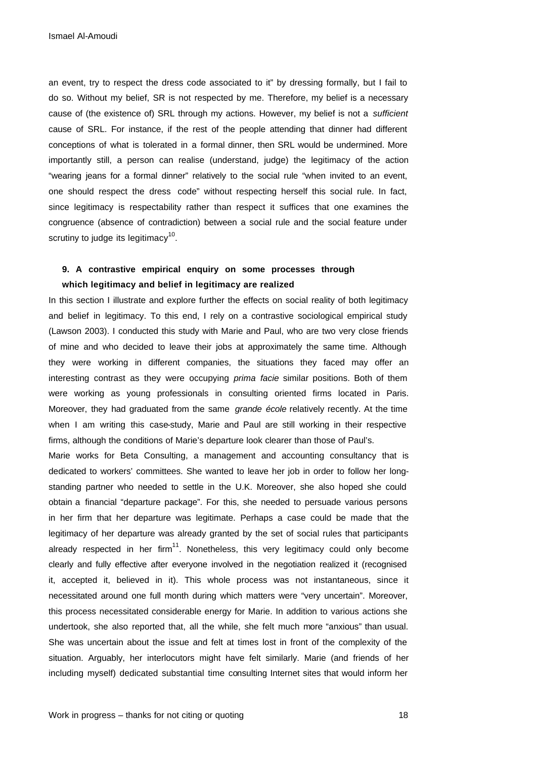an event, try to respect the dress code associated to it" by dressing formally, but I fail to do so. Without my belief, SR is not respected by me. Therefore, my belief is a necessary cause of (the existence of) SRL through my actions. However, my belief is not a *sufficient* cause of SRL. For instance, if the rest of the people attending that dinner had different conceptions of what is tolerated in a formal dinner, then SRL would be undermined. More importantly still, a person can realise (understand, judge) the legitimacy of the action "wearing jeans for a formal dinner" relatively to the social rule "when invited to an event, one should respect the dress code" without respecting herself this social rule. In fact, since legitimacy is respectability rather than respect it suffices that one examines the congruence (absence of contradiction) between a social rule and the social feature under scrutiny to judge its legitimacy[10].

## 9. A contrastive empirical enquiry on some processes through which legitimacy and belief in legitimacy are realized

In this section I illustrate and explore further the effects on social reality of both legitimacy and belief in legitimacy. To this end, I rely on a contrastive sociological empirical study (Lawson 2003). I conducted this study with Marie and Paul, who are two very close friends of mine and who decided to leave their jobs at approximately the same time. Although they were working in different companies, the situations they faced may offer an interesting contrast as they were occupying *prima facie* similar positions. Both of them were working as young professionals in consulting oriented firms located in Paris. Moreover, they had graduated from the same *grande école* relatively recently. At the time when I am writing this case-study, Marie and Paul are still working in their respective firms, although the conditions of Marie's departure look clearer than those of Paul's.

Marie works for Beta Consulting, a management and accounting consultancy that is dedicated to workers' committees. She wanted to leave her job in order to follow her long-standing partner who needed to settle in the U.K. Moreover, she also hoped she could obtain a financial "departure package". For this, she needed to persuade various persons in her firm that her departure was legitimate. Perhaps a case could be made that the legitimacy of her departure was already granted by the set of social rules that participants already respected in her firm[11]. Nonetheless, this very legitimacy could only become clearly and fully effective after everyone involved in the negotiation realized it (recognised it, accepted it, believed in it). This whole process was not instantaneous, since it necessitated around one full month during which matters were "very uncertain". Moreover, this process necessitated considerable energy for Marie. In addition to various actions she undertook, she also reported that, all the while, she felt much more "anxious" than usual. She was uncertain about the issue and felt at times lost in front of the complexity of the situation. Arguably, her interlocutors might have felt similarly. Marie (and friends of her including myself) dedicated substantial time consulting Internet sites that would inform her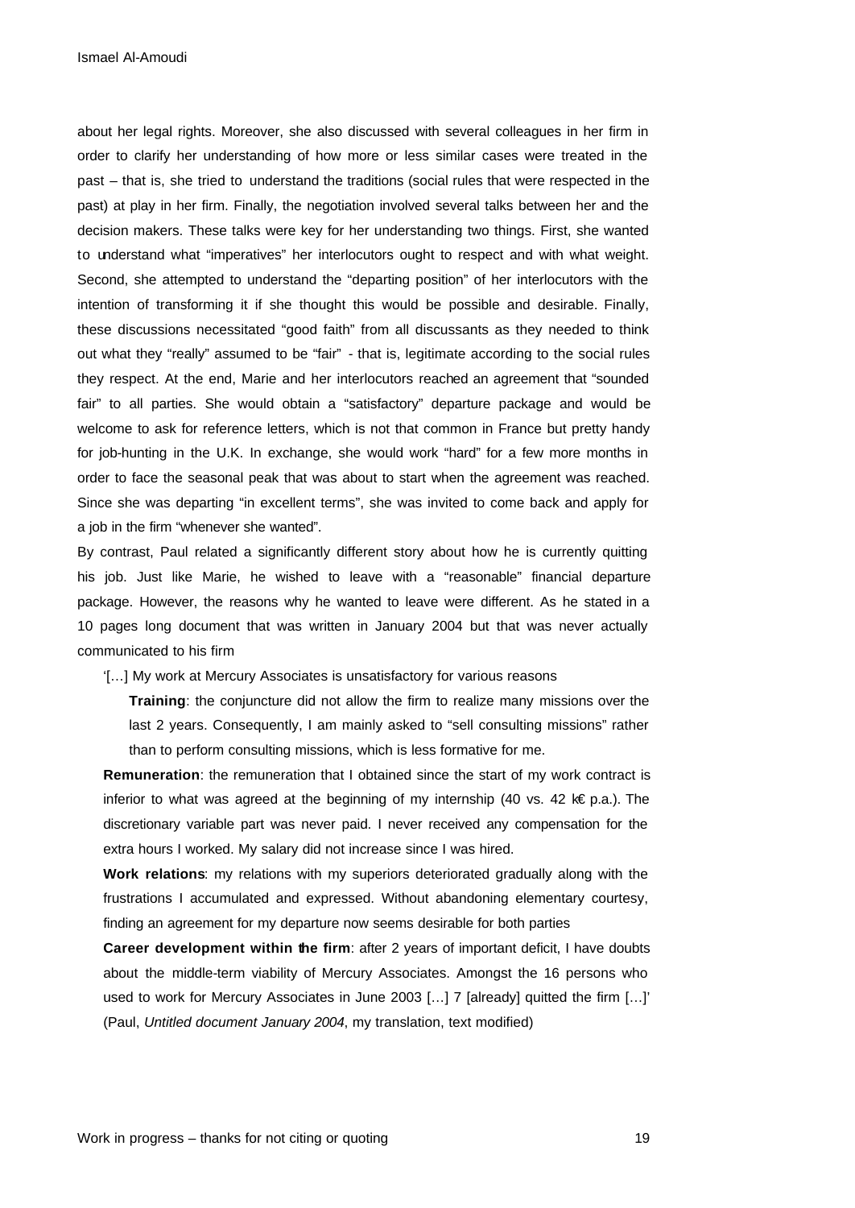about her legal rights. Moreover, she also discussed with several colleagues in her firm in order to clarify her understanding of how more or less similar cases were treated in the past – that is, she tried to understand the traditions (social rules that were respected in the past) at play in her firm. Finally, the negotiation involved several talks between her and the decision makers. These talks were key for her understanding two things. First, she wanted to understand what "imperatives" her interlocutors ought to respect and with what weight. Second, she attempted to understand the "departing position" of her interlocutors with the intention of transforming it if she thought this would be possible and desirable. Finally, these discussions necessitated "good faith" from all discussants as they needed to think out what they "really" assumed to be "fair" - that is, legitimate according to the social rules they respect. At the end, Marie and her interlocutors reached an agreement that "sounded fair" to all parties. She would obtain a "satisfactory" departure package and would be welcome to ask for reference letters, which is not that common in France but pretty handy for job-hunting in the U.K. In exchange, she would work "hard" for a few more months in order to face the seasonal peak that was about to start when the agreement was reached. Since she was departing "in excellent terms", she was invited to come back and apply for a job in the firm "whenever she wanted".

By contrast, Paul related a significantly different story about how he is currently quitting his job. Just like Marie, he wished to leave with a "reasonable" financial departure package. However, the reasons why he wanted to leave were different. As he stated in a 10 pages long document that was written in January 2004 but that was never actually communicated to his firm

> '[…] My work at Mercury Associates is unsatisfactory for various reasons
>
> **Training**: the conjuncture did not allow the firm to realize many missions over the last 2 years. Consequently, I am mainly asked to "sell consulting missions" rather than to perform consulting missions, which is less formative for me.
>
> **Remuneration**: the remuneration that I obtained since the start of my work contract is inferior to what was agreed at the beginning of my internship (40 vs. 42 k€ p.a.). The discretionary variable part was never paid. I never received any compensation for the extra hours I worked. My salary did not increase since I was hired.
>
> **Work relations**: my relations with my superiors deteriorated gradually along with the frustrations I accumulated and expressed. Without abandoning elementary courtesy, finding an agreement for my departure now seems desirable for both parties
>
> **Career development within the firm**: after 2 years of important deficit, I have doubts about the middle-term viability of Mercury Associates. Amongst the 16 persons who used to work for Mercury Associates in June 2003 […] 7 [already] quitted the firm […]' (Paul, *Untitled document January 2004*, my translation, text modified)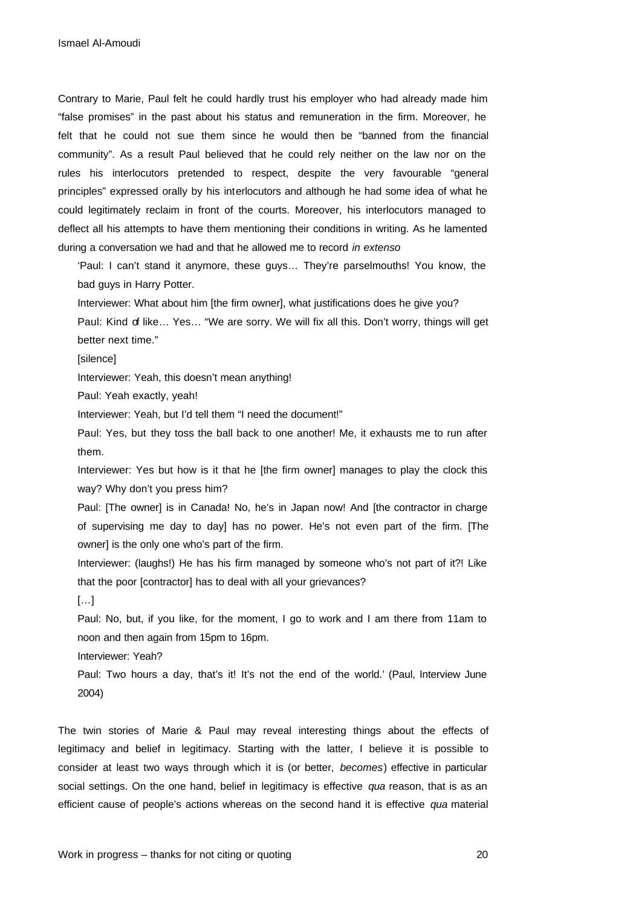Contrary to Marie, Paul felt he could hardly trust his employer who had already made him "false promises" in the past about his status and remuneration in the firm. Moreover, he felt that he could not sue them since he would then be "banned from the financial community". As a result Paul believed that he could rely neither on the law nor on the rules his interlocutors pretended to respect, despite the very favourable "general principles" expressed orally by his interlocutors and although he had some idea of what he could legitimately reclaim in front of the courts. Moreover, his interlocutors managed to deflect all his attempts to have them mentioning their conditions in writing. As he lamented during a conversation we had and that he allowed me to record *in extenso*

> 'Paul: I can't stand it anymore, these guys… They're parselmouths! You know, the bad guys in Harry Potter.
>
> Interviewer: What about him [the firm owner], what justifications does he give you?
>
> Paul: Kind of like… Yes… "We are sorry. We will fix all this. Don't worry, things will get better next time."
>
> [silence]
>
> Interviewer: Yeah, this doesn't mean anything!
>
> Paul: Yeah exactly, yeah!
>
> Interviewer: Yeah, but I'd tell them "I need the document!"
>
> Paul: Yes, but they toss the ball back to one another! Me, it exhausts me to run after them.
>
> Interviewer: Yes but how is it that he [the firm owner] manages to play the clock this way? Why don't you press him?
>
> Paul: [The owner] is in Canada! No, he's in Japan now! And [the contractor in charge of supervising me day to day] has no power. He's not even part of the firm. [The owner] is the only one who's part of the firm.
>
> Interviewer: (laughs!) He has his firm managed by someone who's not part of it?! Like that the poor [contractor] has to deal with all your grievances?
>
> […]
>
> Paul: No, but, if you like, for the moment, I go to work and I am there from 11am to noon and then again from 15pm to 16pm.
>
> Interviewer: Yeah?
>
> Paul: Two hours a day, that's it! It's not the end of the world.' (Paul, Interview June 2004)

The twin stories of Marie & Paul may reveal interesting things about the effects of legitimacy and belief in legitimacy. Starting with the latter, I believe it is possible to consider at least two ways through which it is (or better, *becomes*) effective in particular social settings. On the one hand, belief in legitimacy is effective *qua* reason, that is as an efficient cause of people's actions whereas on the second hand it is effective *qua* material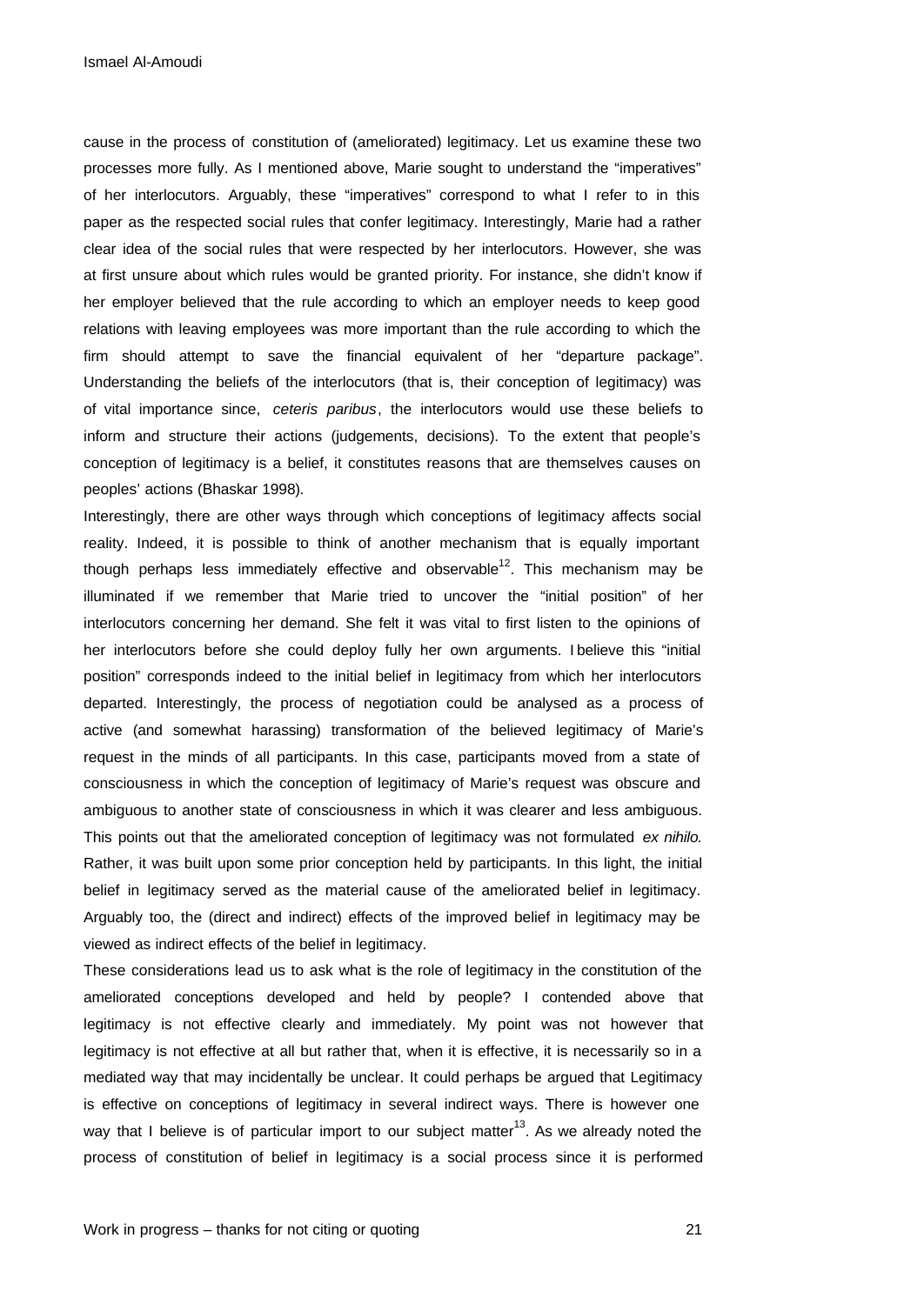cause in the process of constitution of (ameliorated) legitimacy. Let us examine these two processes more fully. As I mentioned above, Marie sought to understand the "imperatives" of her interlocutors. Arguably, these "imperatives" correspond to what I refer to in this paper as the respected social rules that confer legitimacy. Interestingly, Marie had a rather clear idea of the social rules that were respected by her interlocutors. However, she was at first unsure about which rules would be granted priority. For instance, she didn't know if her employer believed that the rule according to which an employer needs to keep good relations with leaving employees was more important than the rule according to which the firm should attempt to save the financial equivalent of her "departure package". Understanding the beliefs of the interlocutors (that is, their conception of legitimacy) was of vital importance since, *ceteris paribus*, the interlocutors would use these beliefs to inform and structure their actions (judgements, decisions). To the extent that people's conception of legitimacy is a belief, it constitutes reasons that are themselves causes on peoples' actions (Bhaskar 1998).

Interestingly, there are other ways through which conceptions of legitimacy affects social reality. Indeed, it is possible to think of another mechanism that is equally important though perhaps less immediately effective and observable[12]. This mechanism may be illuminated if we remember that Marie tried to uncover the "initial position" of her interlocutors concerning her demand. She felt it was vital to first listen to the opinions of her interlocutors before she could deploy fully her own arguments. I believe this "initial position" corresponds indeed to the initial belief in legitimacy from which her interlocutors departed. Interestingly, the process of negotiation could be analysed as a process of active (and somewhat harassing) transformation of the believed legitimacy of Marie's request in the minds of all participants. In this case, participants moved from a state of consciousness in which the conception of legitimacy of Marie's request was obscure and ambiguous to another state of consciousness in which it was clearer and less ambiguous. This points out that the ameliorated conception of legitimacy was not formulated *ex nihilo.* Rather, it was built upon some prior conception held by participants. In this light, the initial belief in legitimacy served as the material cause of the ameliorated belief in legitimacy. Arguably too, the (direct and indirect) effects of the improved belief in legitimacy may be viewed as indirect effects of the belief in legitimacy.

These considerations lead us to ask what is the role of legitimacy in the constitution of the ameliorated conceptions developed and held by people? I contended above that legitimacy is not effective clearly and immediately. My point was not however that legitimacy is not effective at all but rather that, when it is effective, it is necessarily so in a mediated way that may incidentally be unclear. It could perhaps be argued that Legitimacy is effective on conceptions of legitimacy in several indirect ways. There is however one way that I believe is of particular import to our subject matter[13]. As we already noted the process of constitution of belief in legitimacy is a social process since it is performed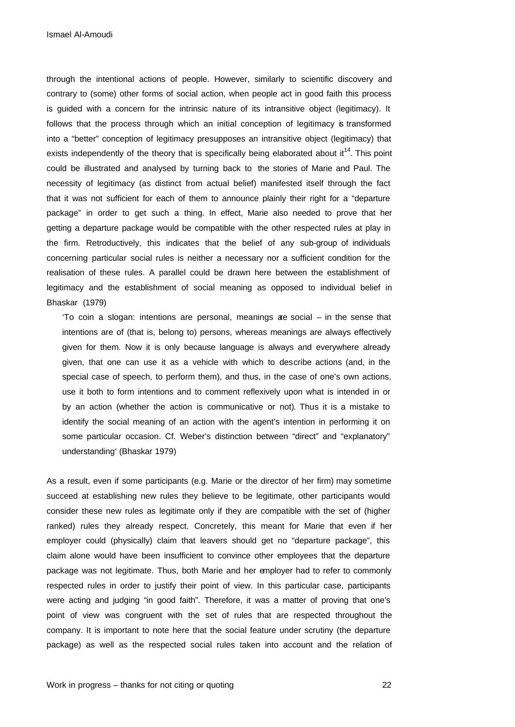through the intentional actions of people. However, similarly to scientific discovery and contrary to (some) other forms of social action, when people act in good faith this process is guided with a concern for the intrinsic nature of its intransitive object (legitimacy). It follows that the process through which an initial conception of legitimacy is transformed into a "better" conception of legitimacy presupposes an intransitive object (legitimacy) that exists independently of the theory that is specifically being elaborated about it[14]. This point could be illustrated and analysed by turning back to the stories of Marie and Paul. The necessity of legitimacy (as distinct from actual belief) manifested itself through the fact that it was not sufficient for each of them to announce plainly their right for a "departure package" in order to get such a thing. In effect, Marie also needed to prove that her getting a departure package would be compatible with the other respected rules at play in the firm. Retroductively, this indicates that the belief of any sub-group of individuals concerning particular social rules is neither a necessary nor a sufficient condition for the realisation of these rules. A parallel could be drawn here between the establishment of legitimacy and the establishment of social meaning as opposed to individual belief in Bhaskar (1979)

> 'To coin a slogan: intentions are personal, meanings are social – in the sense that intentions are of (that is, belong to) persons, whereas meanings are always effectively given for them. Now it is only because language is always and everywhere already given, that one can use it as a vehicle with which to describe actions (and, in the special case of speech, to perform them), and thus, in the case of one's own actions, use it both to form intentions and to comment reflexively upon what is intended in or by an action (whether the action is communicative or not). Thus it is a mistake to identify the social meaning of an action with the agent's intention in performing it on some particular occasion. Cf. Weber's distinction between "direct" and "explanatory" understanding' (Bhaskar 1979)

As a result, even if some participants (e.g. Marie or the director of her firm) may sometime succeed at establishing new rules they believe to be legitimate, other participants would consider these new rules as legitimate only if they are compatible with the set of (higher ranked) rules they already respect. Concretely, this meant for Marie that even if her employer could (physically) claim that leavers should get no "departure package", this claim alone would have been insufficient to convince other employees that the departure package was not legitimate. Thus, both Marie and her employer had to refer to commonly respected rules in order to justify their point of view. In this particular case, participants were acting and judging "in good faith". Therefore, it was a matter of proving that one's point of view was congruent with the set of rules that are respected throughout the company. It is important to note here that the social feature under scrutiny (the departure package) as well as the respected social rules taken into account and the relation of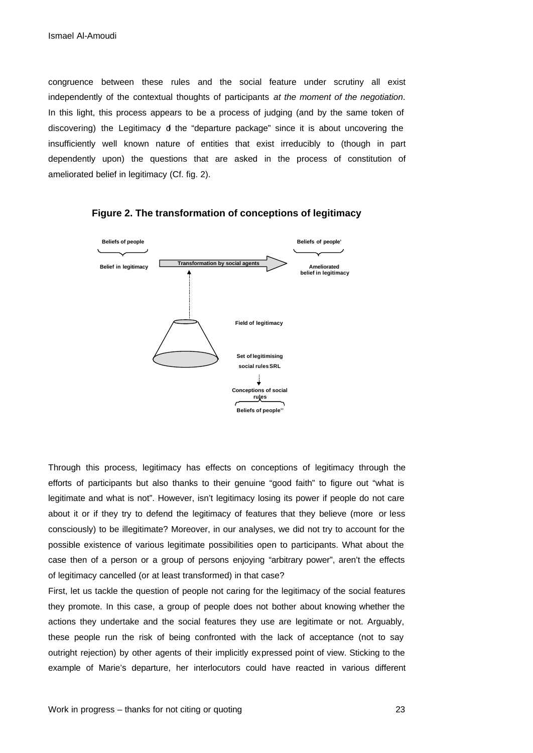congruence between these rules and the social feature under scrutiny all exist independently of the contextual thoughts of participants *at the moment of the negotiation*. In this light, this process appears to be a process of judging (and by the same token of discovering) the Legitimacy of the "departure package" since it is about uncovering the insufficiently well known nature of entities that exist irreducibly to (though in part dependently upon) the questions that are asked in the process of constitution of ameliorated belief in legitimacy (Cf. fig. 2).

**Figure 2. The transformation of conceptions of legitimacy**

Beliefs of people

Belief in legitimacy

Transformation by social agents

Beliefs of people'

Ameliorated belief in legitimacy

Field of legitimacy

Set of legitimising social rules SRL

Conceptions of social rules

Beliefs of people''

Through this process, legitimacy has effects on conceptions of legitimacy through the efforts of participants but also thanks to their genuine "good faith" to figure out "what is legitimate and what is not". However, isn't legitimacy losing its power if people do not care about it or if they try to defend the legitimacy of features that they believe (more or less consciously) to be illegitimate? Moreover, in our analyses, we did not try to account for the possible existence of various legitimate possibilities open to participants. What about the case then of a person or a group of persons enjoying "arbitrary power", aren't the effects of legitimacy cancelled (or at least transformed) in that case?

First, let us tackle the question of people not caring for the legitimacy of the social features they promote. In this case, a group of people does not bother about knowing whether the actions they undertake and the social features they use are legitimate or not. Arguably, these people run the risk of being confronted with the lack of acceptance (not to say outright rejection) by other agents of their implicitly expressed point of view. Sticking to the example of Marie's departure, her interlocutors could have reacted in various different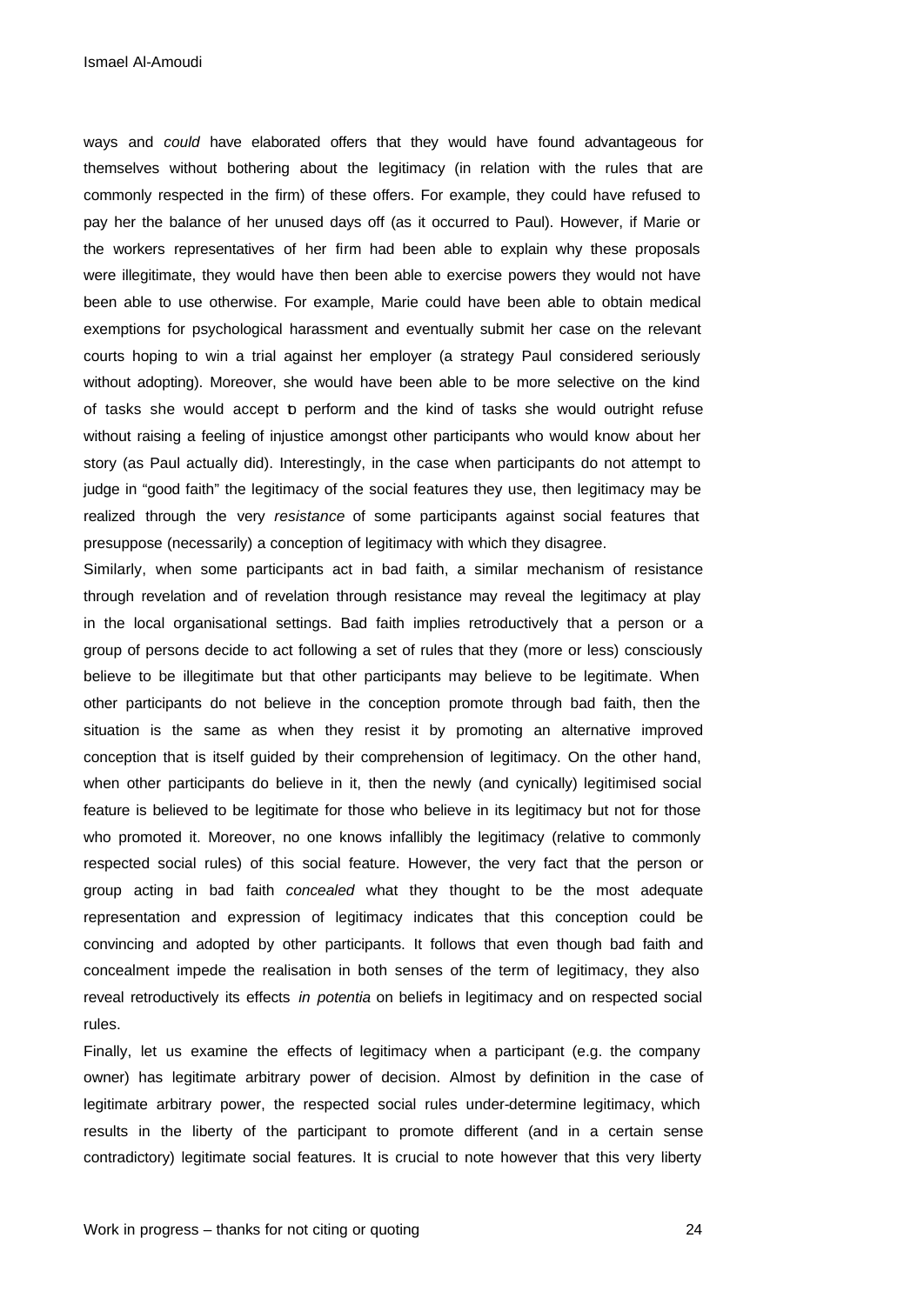ways and *could* have elaborated offers that they would have found advantageous for themselves without bothering about the legitimacy (in relation with the rules that are commonly respected in the firm) of these offers. For example, they could have refused to pay her the balance of her unused days off (as it occurred to Paul). However, if Marie or the workers representatives of her firm had been able to explain why these proposals were illegitimate, they would have then been able to exercise powers they would not have been able to use otherwise. For example, Marie could have been able to obtain medical exemptions for psychological harassment and eventually submit her case on the relevant courts hoping to win a trial against her employer (a strategy Paul considered seriously without adopting). Moreover, she would have been able to be more selective on the kind of tasks she would accept to perform and the kind of tasks she would outright refuse without raising a feeling of injustice amongst other participants who would know about her story (as Paul actually did). Interestingly, in the case when participants do not attempt to judge in "good faith" the legitimacy of the social features they use, then legitimacy may be realized through the very *resistance* of some participants against social features that presuppose (necessarily) a conception of legitimacy with which they disagree.

Similarly, when some participants act in bad faith, a similar mechanism of resistance through revelation and of revelation through resistance may reveal the legitimacy at play in the local organisational settings. Bad faith implies retroductively that a person or a group of persons decide to act following a set of rules that they (more or less) consciously believe to be illegitimate but that other participants may believe to be legitimate. When other participants do not believe in the conception promote through bad faith, then the situation is the same as when they resist it by promoting an alternative improved conception that is itself guided by their comprehension of legitimacy. On the other hand, when other participants do believe in it, then the newly (and cynically) legitimised social feature is believed to be legitimate for those who believe in its legitimacy but not for those who promoted it. Moreover, no one knows infallibly the legitimacy (relative to commonly respected social rules) of this social feature. However, the very fact that the person or group acting in bad faith *concealed* what they thought to be the most adequate representation and expression of legitimacy indicates that this conception could be convincing and adopted by other participants. It follows that even though bad faith and concealment impede the realisation in both senses of the term of legitimacy, they also reveal retroductively its effects *in potentia* on beliefs in legitimacy and on respected social rules.

Finally, let us examine the effects of legitimacy when a participant (e.g. the company owner) has legitimate arbitrary power of decision. Almost by definition in the case of legitimate arbitrary power, the respected social rules under-determine legitimacy, which results in the liberty of the participant to promote different (and in a certain sense contradictory) legitimate social features. It is crucial to note however that this very liberty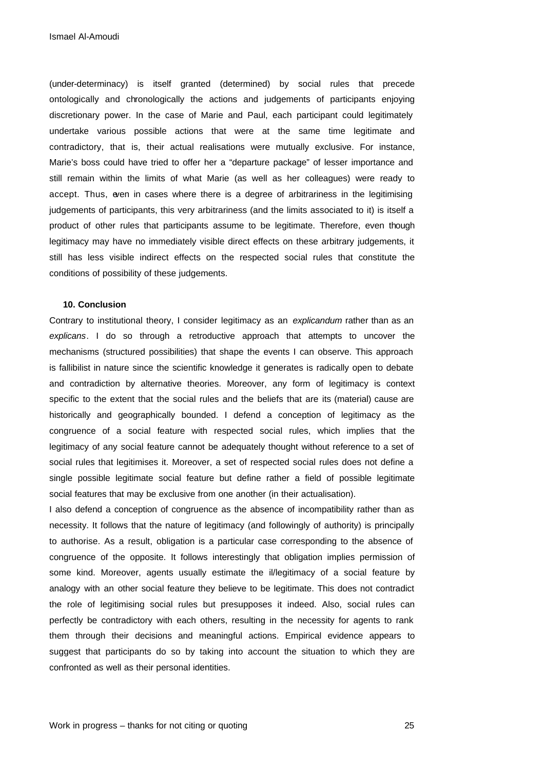(under-determinacy) is itself granted (determined) by social rules that precede ontologically and chronologically the actions and judgements of participants enjoying discretionary power. In the case of Marie and Paul, each participant could legitimately undertake various possible actions that were at the same time legitimate and contradictory, that is, their actual realisations were mutually exclusive. For instance, Marie's boss could have tried to offer her a "departure package" of lesser importance and still remain within the limits of what Marie (as well as her colleagues) were ready to accept. Thus, even in cases where there is a degree of arbitrariness in the legitimising judgements of participants, this very arbitrariness (and the limits associated to it) is itself a product of other rules that participants assume to be legitimate. Therefore, even though legitimacy may have no immediately visible direct effects on these arbitrary judgements, it still has less visible indirect effects on the respected social rules that constitute the conditions of possibility of these judgements.

## 10. Conclusion

Contrary to institutional theory, I consider legitimacy as an *explicandum* rather than as an *explicans*. I do so through a retroductive approach that attempts to uncover the mechanisms (structured possibilities) that shape the events I can observe. This approach is fallibilist in nature since the scientific knowledge it generates is radically open to debate and contradiction by alternative theories. Moreover, any form of legitimacy is context specific to the extent that the social rules and the beliefs that are its (material) cause are historically and geographically bounded. I defend a conception of legitimacy as the congruence of a social feature with respected social rules, which implies that the legitimacy of any social feature cannot be adequately thought without reference to a set of social rules that legitimises it. Moreover, a set of respected social rules does not define a single possible legitimate social feature but define rather a field of possible legitimate social features that may be exclusive from one another (in their actualisation).

I also defend a conception of congruence as the absence of incompatibility rather than as necessity. It follows that the nature of legitimacy (and followingly of authority) is principally to authorise. As a result, obligation is a particular case corresponding to the absence of congruence of the opposite. It follows interestingly that obligation implies permission of some kind. Moreover, agents usually estimate the il/legitimacy of a social feature by analogy with an other social feature they believe to be legitimate. This does not contradict the role of legitimising social rules but presupposes it indeed. Also, social rules can perfectly be contradictory with each others, resulting in the necessity for agents to rank them through their decisions and meaningful actions. Empirical evidence appears to suggest that participants do so by taking into account the situation to which they are confronted as well as their personal identities.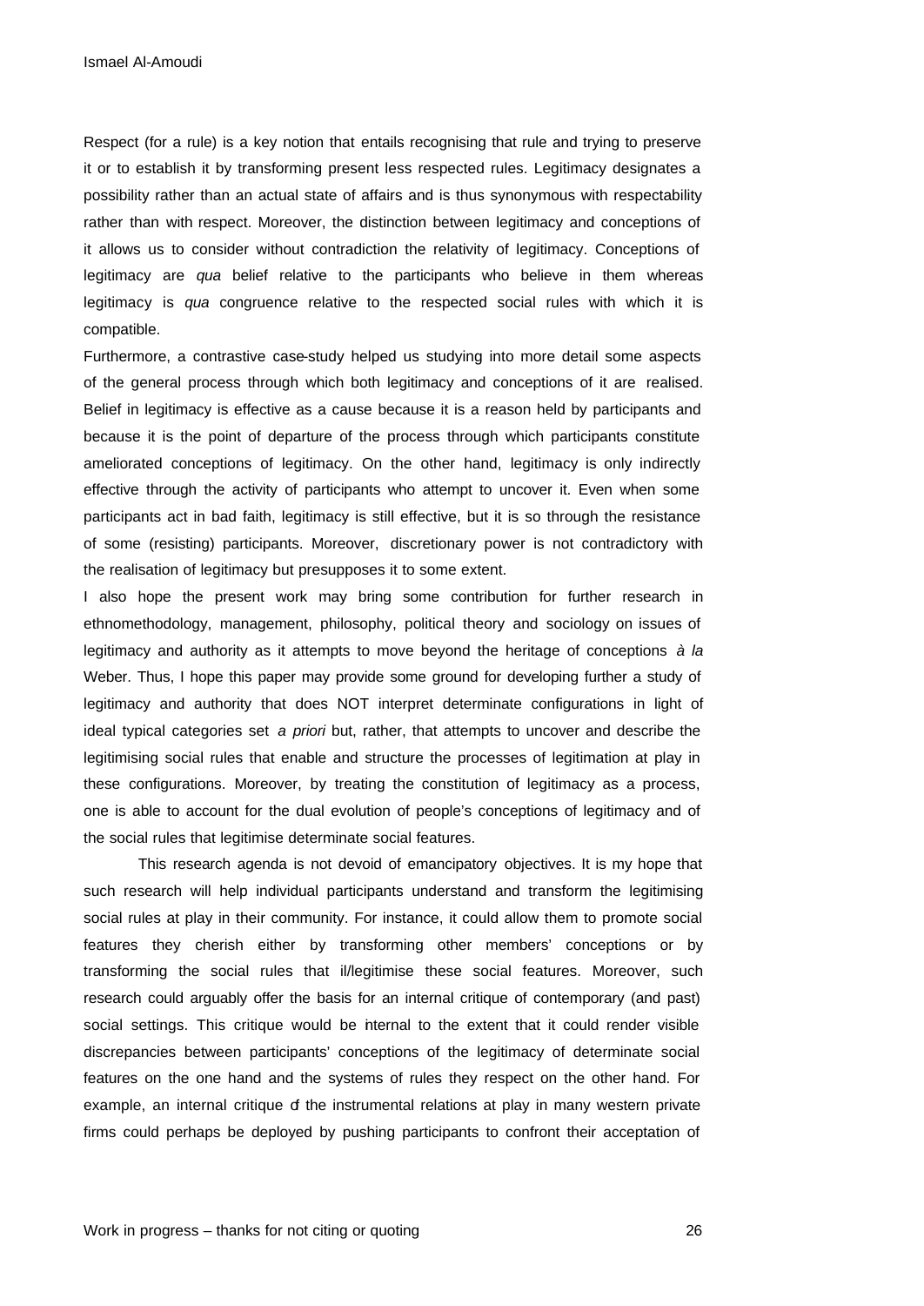Respect (for a rule) is a key notion that entails recognising that rule and trying to preserve it or to establish it by transforming present less respected rules. Legitimacy designates a possibility rather than an actual state of affairs and is thus synonymous with respectability rather than with respect. Moreover, the distinction between legitimacy and conceptions of it allows us to consider without contradiction the relativity of legitimacy. Conceptions of legitimacy are *qua* belief relative to the participants who believe in them whereas legitimacy is *qua* congruence relative to the respected social rules with which it is compatible.

Furthermore, a contrastive case-study helped us studying into more detail some aspects of the general process through which both legitimacy and conceptions of it are realised. Belief in legitimacy is effective as a cause because it is a reason held by participants and because it is the point of departure of the process through which participants constitute ameliorated conceptions of legitimacy. On the other hand, legitimacy is only indirectly effective through the activity of participants who attempt to uncover it. Even when some participants act in bad faith, legitimacy is still effective, but it is so through the resistance of some (resisting) participants. Moreover, discretionary power is not contradictory with the realisation of legitimacy but presupposes it to some extent.

I also hope the present work may bring some contribution for further research in ethnomethodology, management, philosophy, political theory and sociology on issues of legitimacy and authority as it attempts to move beyond the heritage of conceptions *à la* Weber. Thus, I hope this paper may provide some ground for developing further a study of legitimacy and authority that does NOT interpret determinate configurations in light of ideal typical categories set *a priori* but, rather, that attempts to uncover and describe the legitimising social rules that enable and structure the processes of legitimation at play in these configurations. Moreover, by treating the constitution of legitimacy as a process, one is able to account for the dual evolution of people's conceptions of legitimacy and of the social rules that legitimise determinate social features.

This research agenda is not devoid of emancipatory objectives. It is my hope that such research will help individual participants understand and transform the legitimising social rules at play in their community. For instance, it could allow them to promote social features they cherish either by transforming other members' conceptions or by transforming the social rules that il/legitimise these social features. Moreover, such research could arguably offer the basis for an internal critique of contemporary (and past) social settings. This critique would be internal to the extent that it could render visible discrepancies between participants' conceptions of the legitimacy of determinate social features on the one hand and the systems of rules they respect on the other hand. For example, an internal critique of the instrumental relations at play in many western private firms could perhaps be deployed by pushing participants to confront their acceptation of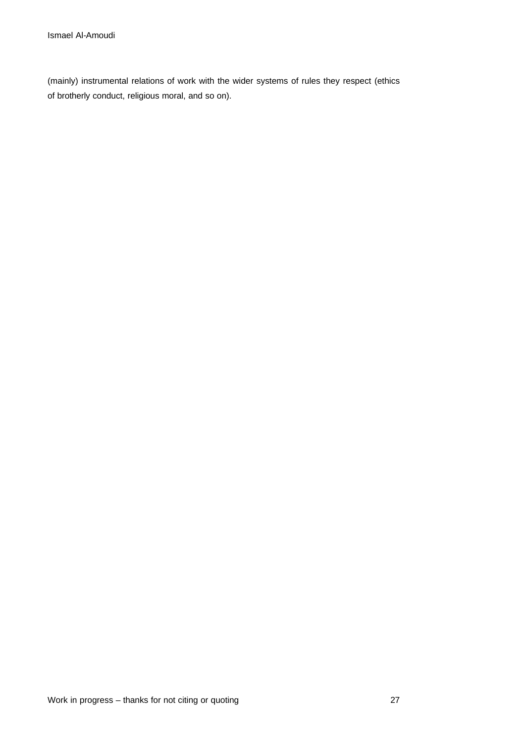(mainly) instrumental relations of work with the wider systems of rules they respect (ethics of brotherly conduct, religious moral, and so on).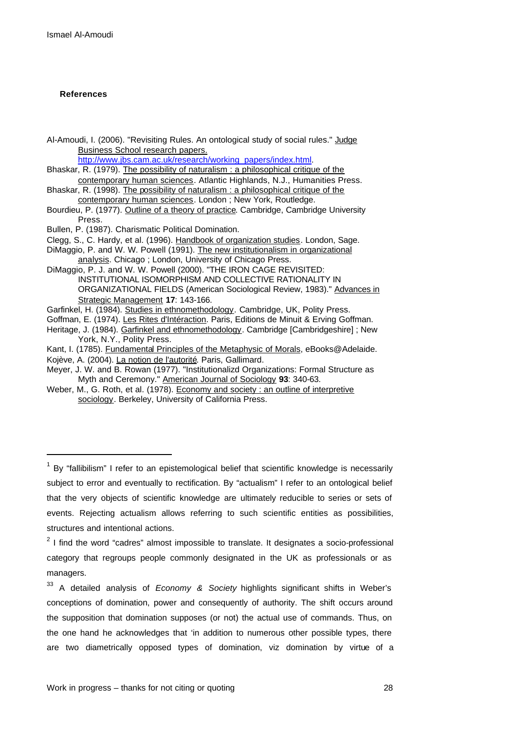## References

Al-Amoudi, I. (2006). "Revisiting Rules. An ontological study of social rules." Judge Business School research papers. http://www.jbs.cam.ac.uk/research/working_papers/index.html.

Bhaskar, R. (1979). The possibility of naturalism : a philosophical critique of the contemporary human sciences. Atlantic Highlands, N.J., Humanities Press.

Bhaskar, R. (1998). The possibility of naturalism : a philosophical critique of the contemporary human sciences. London ; New York, Routledge.

Bourdieu, P. (1977). Outline of a theory of practice. Cambridge, Cambridge University Press.

Bullen, P. (1987). Charismatic Political Domination.

Clegg, S., C. Hardy, et al. (1996). Handbook of organization studies. London, Sage.

DiMaggio, P. and W. W. Powell (1991). The new institutionalism in organizational analysis. Chicago ; London, University of Chicago Press.

DiMaggio, P. J. and W. W. Powell (2000). "THE IRON CAGE REVISITED: INSTITUTIONAL ISOMORPHISM AND COLLECTIVE RATIONALITY IN ORGANIZATIONAL FIELDS (American Sociological Review, 1983)." Advances in Strategic Management **17**: 143-166.

Garfinkel, H. (1984). Studies in ethnomethodology. Cambridge, UK, Polity Press.

Goffman, E. (1974). Les Rites d'Intéraction. Paris, Editions de Minuit & Erving Goffman.

Heritage, J. (1984). Garfinkel and ethnomethodology. Cambridge [Cambridgeshire] ; New York, N.Y., Polity Press.

Kant, I. (1785). Fundamental Principles of the Metaphysic of Morals, eBooks@Adelaide.

Kojève, A. (2004). La notion de l'autorité. Paris, Gallimard.

Meyer, J. W. and B. Rowan (1977). "Institutionalizd Organizations: Formal Structure as Myth and Ceremony." American Journal of Sociology **93**: 340-63.

Weber, M., G. Roth, et al. (1978). Economy and society : an outline of interpretive sociology. Berkeley, University of California Press.

---

[1] By "fallibilism" I refer to an epistemological belief that scientific knowledge is necessarily subject to error and eventually to rectification. By "actualism" I refer to an ontological belief that the very objects of scientific knowledge are ultimately reducible to series or sets of events. Rejecting actualism allows referring to such scientific entities as possibilities, structures and intentional actions.

[2] I find the word "cadres" almost impossible to translate. It designates a socio-professional category that regroups people commonly designated in the UK as professionals or as managers.

[33] A detailed analysis of *Economy & Society* highlights significant shifts in Weber's conceptions of domination, power and consequently of authority. The shift occurs around the supposition that domination supposes (or not) the actual use of commands. Thus, on the one hand he acknowledges that 'in addition to numerous other possible types, there are two diametrically opposed types of domination, viz domination by virtue of a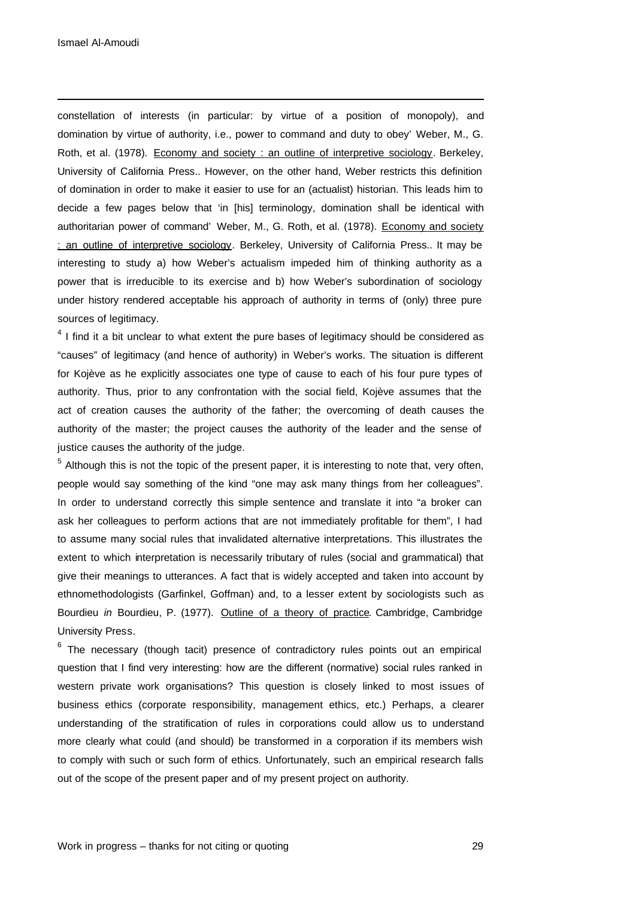constellation of interests (in particular: by virtue of a position of monopoly), and domination by virtue of authority, i.e., power to command and duty to obey' Weber, M., G. Roth, et al. (1978). Economy and society : an outline of interpretive sociology. Berkeley, University of California Press.. However, on the other hand, Weber restricts this definition of domination in order to make it easier to use for an (actualist) historian. This leads him to decide a few pages below that 'in [his] terminology, domination shall be identical with authoritarian power of command' Weber, M., G. Roth, et al. (1978). Economy and society : an outline of interpretive sociology. Berkeley, University of California Press.. It may be interesting to study a) how Weber's actualism impeded him of thinking authority as a power that is irreducible to its exercise and b) how Weber's subordination of sociology under history rendered acceptable his approach of authority in terms of (only) three pure sources of legitimacy.

[4] I find it a bit unclear to what extent the pure bases of legitimacy should be considered as "causes" of legitimacy (and hence of authority) in Weber's works. The situation is different for Kojève as he explicitly associates one type of cause to each of his four pure types of authority. Thus, prior to any confrontation with the social field, Kojève assumes that the act of creation causes the authority of the father; the overcoming of death causes the authority of the master; the project causes the authority of the leader and the sense of justice causes the authority of the judge.

[5] Although this is not the topic of the present paper, it is interesting to note that, very often, people would say something of the kind "one may ask many things from her colleagues". In order to understand correctly this simple sentence and translate it into "a broker can ask her colleagues to perform actions that are not immediately profitable for them", I had to assume many social rules that invalidated alternative interpretations. This illustrates the extent to which interpretation is necessarily tributary of rules (social and grammatical) that give their meanings to utterances. A fact that is widely accepted and taken into account by ethnomethodologists (Garfinkel, Goffman) and, to a lesser extent by sociologists such as Bourdieu *in* Bourdieu, P. (1977). Outline of a theory of practice. Cambridge, Cambridge University Press.

[6] The necessary (though tacit) presence of contradictory rules points out an empirical question that I find very interesting: how are the different (normative) social rules ranked in western private work organisations? This question is closely linked to most issues of business ethics (corporate responsibility, management ethics, etc.) Perhaps, a clearer understanding of the stratification of rules in corporations could allow us to understand more clearly what could (and should) be transformed in a corporation if its members wish to comply with such or such form of ethics. Unfortunately, such an empirical research falls out of the scope of the present paper and of my present project on authority.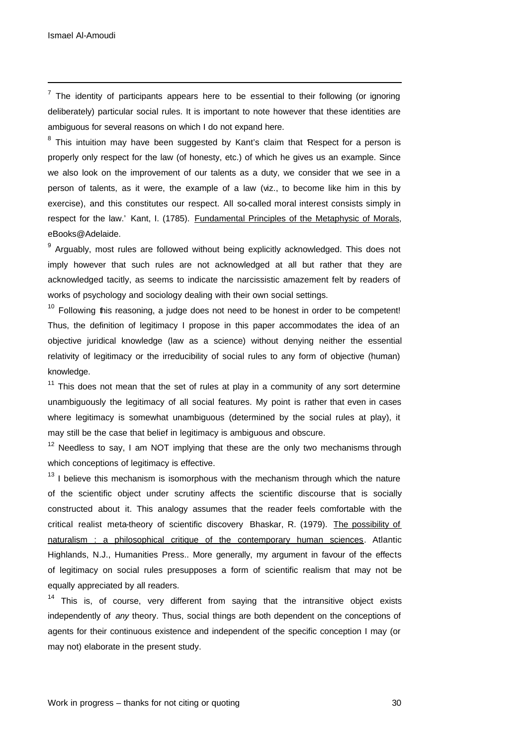[7] The identity of participants appears here to be essential to their following (or ignoring deliberately) particular social rules. It is important to note however that these identities are ambiguous for several reasons on which I do not expand here.

[8] This intuition may have been suggested by Kant's claim that 'Respect for a person is properly only respect for the law (of honesty, etc.) of which he gives us an example. Since we also look on the improvement of our talents as a duty, we consider that we see in a person of talents, as it were, the example of a law (viz., to become like him in this by exercise), and this constitutes our respect. All so-called moral interest consists simply in respect for the law.' Kant, I. (1785). Fundamental Principles of the Metaphysic of Morals, eBooks@Adelaide.

[9] Arguably, most rules are followed without being explicitly acknowledged. This does not imply however that such rules are not acknowledged at all but rather that they are acknowledged tacitly, as seems to indicate the narcissistic amazement felt by readers of works of psychology and sociology dealing with their own social settings.

[10] Following this reasoning, a judge does not need to be honest in order to be competent! Thus, the definition of legitimacy I propose in this paper accommodates the idea of an objective juridical knowledge (law as a science) without denying neither the essential relativity of legitimacy or the irreducibility of social rules to any form of objective (human) knowledge.

[11] This does not mean that the set of rules at play in a community of any sort determine unambiguously the legitimacy of all social features. My point is rather that even in cases where legitimacy is somewhat unambiguous (determined by the social rules at play), it may still be the case that belief in legitimacy is ambiguous and obscure.

[12] Needless to say, I am NOT implying that these are the only two mechanisms through which conceptions of legitimacy is effective.

[13] I believe this mechanism is isomorphous with the mechanism through which the nature of the scientific object under scrutiny affects the scientific discourse that is socially constructed about it. This analogy assumes that the reader feels comfortable with the critical realist meta-theory of scientific discovery Bhaskar, R. (1979). The possibility of naturalism : a philosophical critique of the contemporary human sciences. Atlantic Highlands, N.J., Humanities Press.. More generally, my argument in favour of the effects of legitimacy on social rules presupposes a form of scientific realism that may not be equally appreciated by all readers.

[14] This is, of course, very different from saying that the intransitive object exists independently of *any* theory. Thus, social things are both dependent on the conceptions of agents for their continuous existence and independent of the specific conception I may (or may not) elaborate in the present study.